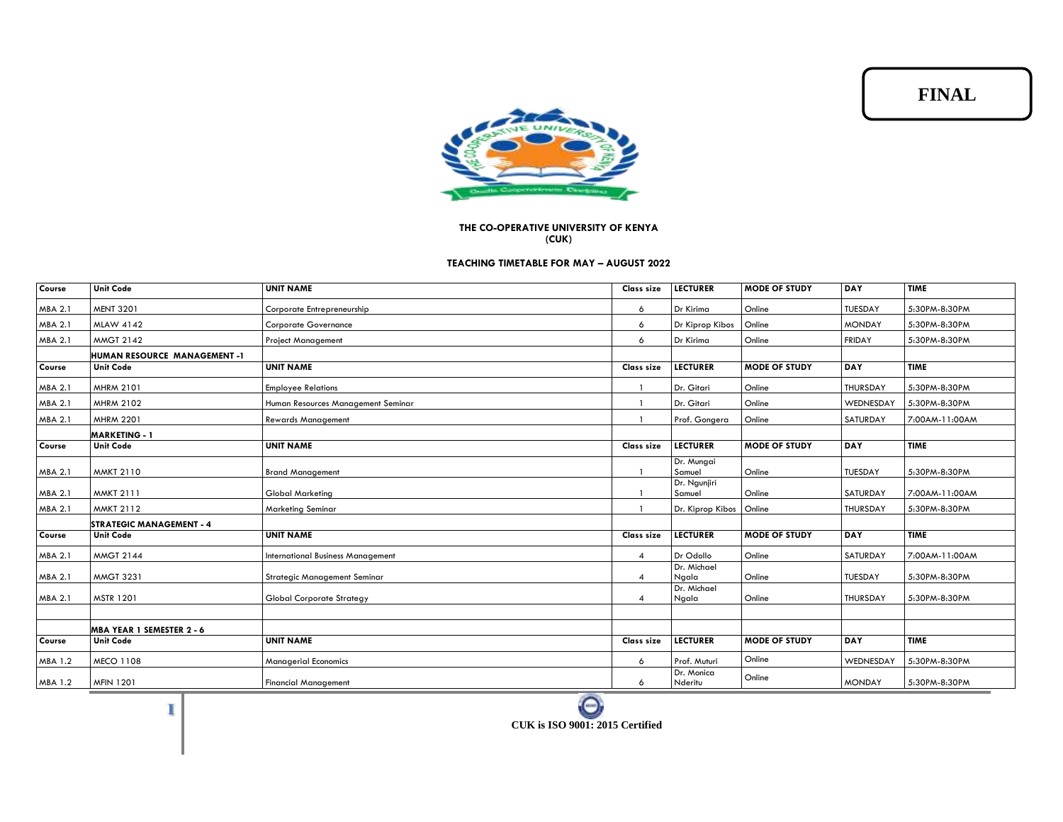**FINAL**

**THE CO-OPERATIVE UNIVERSITY OF KENYA**
**(CUK)**

**TEACHING TIMETABLE FOR MAY – AUGUST 2022**

| Course | Unit Code | UNIT NAME | Class size | LECTURER | MODE OF STUDY | DAY | TIME |
|---|---|---|---|---|---|---|---|
| MBA 2.1 | MENT 3201 | Corporate Entrepreneurship | 6 | Dr Kirima | Online | TUESDAY | 5:30PM-8:30PM |
| MBA 2.1 | MLAW 4142 | Corporate Governance | 6 | Dr Kiprop Kibos | Online | MONDAY | 5:30PM-8:30PM |
| MBA 2.1 | MMGT 2142 | Project Management | 6 | Dr Kirima | Online | FRIDAY | 5:30PM-8:30PM |
| | **HUMAN RESOURCE MANAGEMENT -1** | | | | | | |
| **Course** | **Unit Code** | **UNIT NAME** | **Class size** | **LECTURER** | **MODE OF STUDY** | **DAY** | **TIME** |
| MBA 2.1 | MHRM 2101 | Employee Relations | 1 | Dr. Gitari | Online | THURSDAY | 5:30PM-8:30PM |
| MBA 2.1 | MHRM 2102 | Human Resources Management Seminar | 1 | Dr. Gitari | Online | WEDNESDAY | 5:30PM-8:30PM |
| MBA 2.1 | MHRM 2201 | Rewards Management | 1 | Prof. Gongera | Online | SATURDAY | 7:00AM-11:00AM |
| | **MARKETING - 1** | | | | | | |
| **Course** | **Unit Code** | **UNIT NAME** | **Class size** | **LECTURER** | **MODE OF STUDY** | **DAY** | **TIME** |
| MBA 2.1 | MMKT 2110 | Brand Management | 1 | Dr. Mungai Samuel | Online | TUESDAY | 5:30PM-8:30PM |
| MBA 2.1 | MMKT 2111 | Global Marketing | 1 | Dr. Ngunjiri Samuel | Online | SATURDAY | 7:00AM-11:00AM |
| MBA 2.1 | MMKT 2112 | Marketing Seminar | 1 | Dr. Kiprop Kibos | Online | THURSDAY | 5:30PM-8:30PM |
| | **STRATEGIC MANAGEMENT - 4** | | | | | | |
| **Course** | **Unit Code** | **UNIT NAME** | **Class size** | **LECTURER** | **MODE OF STUDY** | **DAY** | **TIME** |
| MBA 2.1 | MMGT 2144 | International Business Management | 4 | Dr Odollo | Online | SATURDAY | 7:00AM-11:00AM |
| MBA 2.1 | MMGT 3231 | Strategic Management Seminar | 4 | Dr. Michael Ngala | Online | TUESDAY | 5:30PM-8:30PM |
| MBA 2.1 | MSTR 1201 | Global Corporate Strategy | 4 | Dr. Michael Ngala | Online | THURSDAY | 5:30PM-8:30PM |
| | | | | | | | |
| | **MBA YEAR 1 SEMESTER 2 - 6** | | | | | | |
| **Course** | **Unit Code** | **UNIT NAME** | **Class size** | **LECTURER** | **MODE OF STUDY** | **DAY** | **TIME** |
| MBA 1.2 | MECO 1108 | Managerial Economics | 6 | Prof. Muturi | Online | WEDNESDAY | 5:30PM-8:30PM |
| MBA 1.2 | MFIN 1201 | Financial Management | 6 | Dr. Monica Nderitu | Online | MONDAY | 5:30PM-8:30PM |

CUK is ISO 9001: 2015 Certified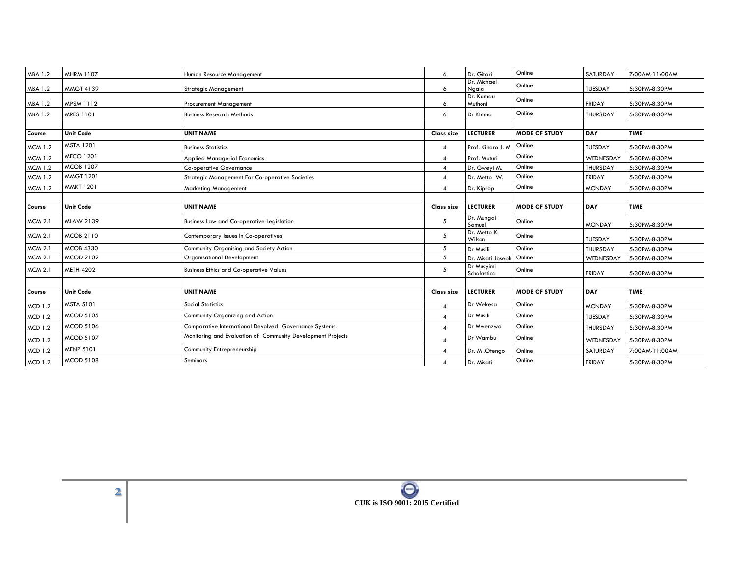| MBA 1.2 | MHRM 1107 | Human Resource Management | 6 | Dr. Gitari | Online | SATURDAY | 7:00AM-11:00AM |
|---|---|---|---|---|---|---|---|
| MBA 1.2 | MMGT 4139 | Strategic Management | 6 | Dr. Michael Ngala | Online | TUESDAY | 5:30PM-8:30PM |
| MBA 1.2 | MPSM 1112 | Procurement Management | 6 | Dr. Kamau Muthoni | Online | FRIDAY | 5:30PM-8:30PM |
| MBA 1.2 | MRES 1101 | Business Research Methods | 6 | Dr Kirima | Online | THURSDAY | 5:30PM-8:30PM |

| Course | Unit Code | UNIT NAME | Class size | LECTURER | MODE OF STUDY | DAY | TIME |
|---|---|---|---|---|---|---|---|
| MCM 1.2 | MSTA 1201 | Business Statistics | 4 | Prof. Kihoro J. M | Online | TUESDAY | 5:30PM-8:30PM |
| MCM 1.2 | MECO 1201 | Applied Managerial Economics | 4 | Prof. Muturi | Online | WEDNESDAY | 5:30PM-8:30PM |
| MCM 1.2 | MCOB 1207 | Co-operative Governance | 4 | Dr. Gweyi M. | Online | THURSDAY | 5:30PM-8:30PM |
| MCM 1.2 | MMGT 1201 | Strategic Management For Co-operative Societies | 4 | Dr. Metto W. | Online | FRIDAY | 5:30PM-8:30PM |
| MCM 1.2 | MMKT 1201 | Marketing Management | 4 | Dr. Kiprop | Online | MONDAY | 5:30PM-8:30PM |

| Course | Unit Code | UNIT NAME | Class size | LECTURER | MODE OF STUDY | DAY | TIME |
|---|---|---|---|---|---|---|---|
| MCM 2.1 | MLAW 2139 | Business Law and Co-operative Legislation | 5 | Dr. Mungai Samuel | Online | MONDAY | 5:30PM-8:30PM |
| MCM 2.1 | MCOB 2110 | Contemporary Issues In Co-operatives | 5 | Dr. Metto K. Wilson | Online | TUESDAY | 5:30PM-8:30PM |
| MCM 2.1 | MCOB 4330 | Community Organising and Society Action | 5 | Dr Musili | Online | THURSDAY | 5:30PM-8:30PM |
| MCM 2.1 | MCOD 2102 | Organisational Development | 5 | Dr. Misati Joseph | Online | WEDNESDAY | 5:30PM-8:30PM |
| MCM 2.1 | METH 4202 | Business Ethics and Co-operative Values | 5 | Dr Musyimi Scholastica | Online | FRIDAY | 5:30PM-8:30PM |

| Course | Unit Code | UNIT NAME | Class size | LECTURER | MODE OF STUDY | DAY | TIME |
|---|---|---|---|---|---|---|---|
| MCD 1.2 | MSTA 5101 | Social Statistics | 4 | Dr Wekesa | Online | MONDAY | 5:30PM-8:30PM |
| MCD 1.2 | MCOD 5105 | Community Organizing and Action | 4 | Dr Musili | Online | TUESDAY | 5:30PM-8:30PM |
| MCD 1.2 | MCOD 5106 | Comparative International Devolved Governance Systems | 4 | Dr Mwenzwa | Online | THURSDAY | 5:30PM-8:30PM |
| MCD 1.2 | MCOD 5107 | Monitoring and Evaluation of Community Development Projects | 4 | Dr Wambu | Online | WEDNESDAY | 5:30PM-8:30PM |
| MCD 1.2 | MENP 5101 | Community Entrepreneurship | 4 | Dr. M .Otengo | Online | SATURDAY | 7:00AM-11:00AM |
| MCD 1.2 | MCOD 5108 | Seminars | 4 | Dr. Misati | Online | FRIDAY | 5:30PM-8:30PM |

CUK is ISO 9001: 2015 Certified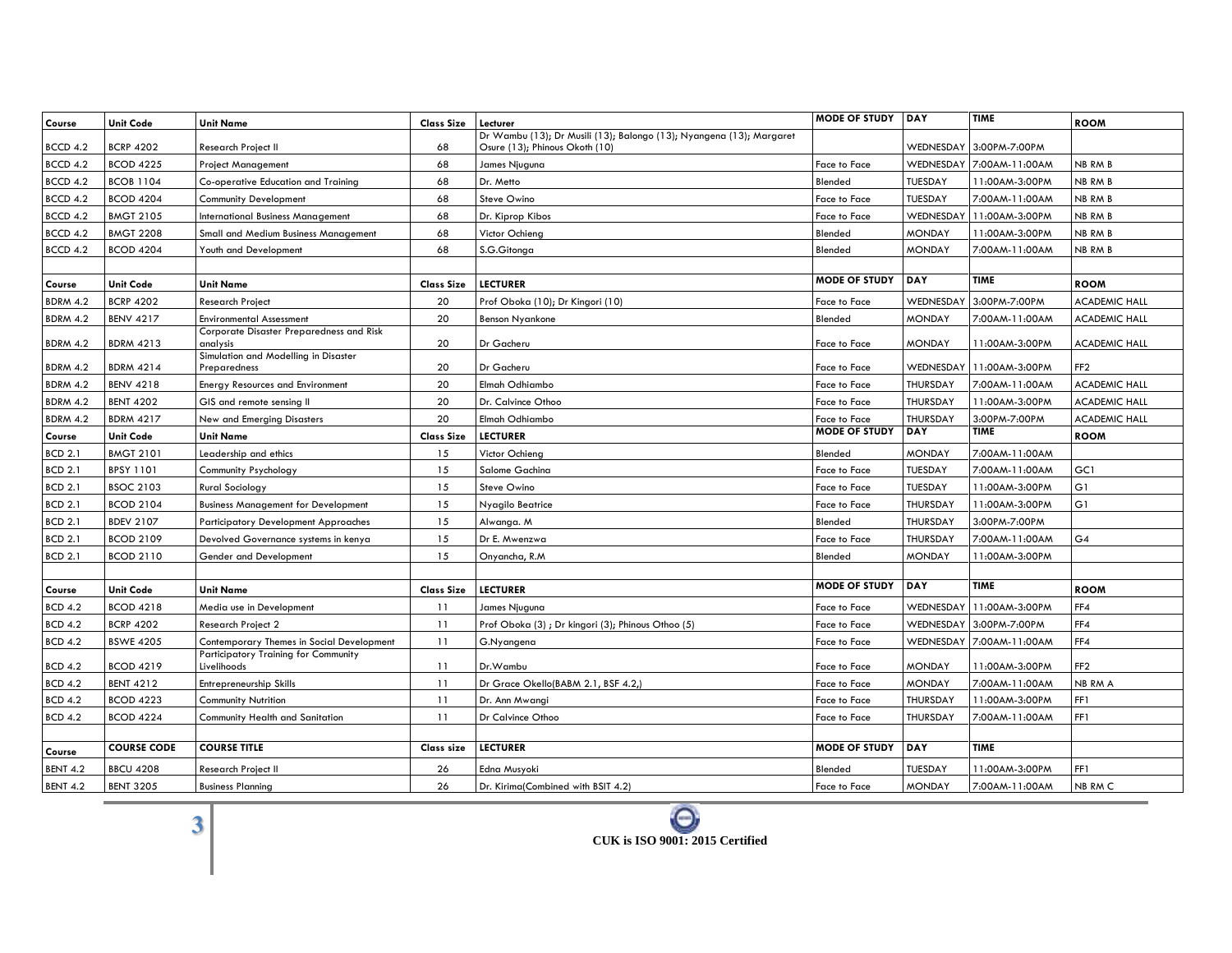| Course | Unit Code | Unit Name | Class Size | Lecturer | MODE OF STUDY | DAY | TIME | ROOM |
|---|---|---|---|---|---|---|---|---|
| BCCD 4.2 | BCRP 4202 | Research Project II | 68 | Dr Wambu (13); Dr Musili (13); Balongo (13); Nyangena (13); Margaret Osure (13); Phinous Okoth (10) | | WEDNESDAY | 3:00PM-7:00PM | |
| BCCD 4.2 | BCOD 4225 | Project Management | 68 | James Njuguna | Face to Face | WEDNESDAY | 7:00AM-11:00AM | NB RM B |
| BCCD 4.2 | BCOB 1104 | Co-operative Education and Training | 68 | Dr. Metto | Blended | TUESDAY | 11:00AM-3:00PM | NB RM B |
| BCCD 4.2 | BCOD 4204 | Community Development | 68 | Steve Owino | Face to Face | TUESDAY | 7:00AM-11:00AM | NB RM B |
| BCCD 4.2 | BMGT 2105 | International Business Management | 68 | Dr. Kiprop Kibos | Face to Face | WEDNESDAY | 11:00AM-3:00PM | NB RM B |
| BCCD 4.2 | BMGT 2208 | Small and Medium Business Management | 68 | Victor Ochieng | Blended | MONDAY | 11:00AM-3:00PM | NB RM B |
| BCCD 4.2 | BCOD 4204 | Youth and Development | 68 | S.G.Gitonga | Blended | MONDAY | 7:00AM-11:00AM | NB RM B |
| | | | | | | | | |
| Course | Unit Code | Unit Name | Class Size | LECTURER | MODE OF STUDY | DAY | TIME | ROOM |
| BDRM 4.2 | BCRP 4202 | Research Project | 20 | Prof Oboka (10); Dr Kingori (10) | Face to Face | WEDNESDAY | 3:00PM-7:00PM | ACADEMIC HALL |
| BDRM 4.2 | BENV 4217 | Environmental Assessment | 20 | Benson Nyankone | Blended | MONDAY | 7:00AM-11:00AM | ACADEMIC HALL |
| BDRM 4.2 | BDRM 4213 | Corporate Disaster Preparedness and Risk analysis | 20 | Dr Gacheru | Face to Face | MONDAY | 11:00AM-3:00PM | ACADEMIC HALL |
| BDRM 4.2 | BDRM 4214 | Simulation and Modelling in Disaster Preparedness | 20 | Dr Gacheru | Face to Face | WEDNESDAY | 11:00AM-3:00PM | FF2 |
| BDRM 4.2 | BENV 4218 | Energy Resources and Environment | 20 | Elmah Odhiambo | Face to Face | THURSDAY | 7:00AM-11:00AM | ACADEMIC HALL |
| BDRM 4.2 | BENT 4202 | GIS and remote sensing II | 20 | Dr. Calvince Othoo | Face to Face | THURSDAY | 11:00AM-3:00PM | ACADEMIC HALL |
| BDRM 4.2 | BDRM 4217 | New and Emerging Disasters | 20 | Elmah Odhiambo | Face to Face | THURSDAY | 3:00PM-7:00PM | ACADEMIC HALL |
| Course | Unit Code | Unit Name | Class Size | LECTURER | MODE OF STUDY | DAY | TIME | ROOM |
| BCD 2.1 | BMGT 2101 | Leadership and ethics | 15 | Victor Ochieng | Blended | MONDAY | 7:00AM-11:00AM | |
| BCD 2.1 | BPSY 1101 | Community Psychology | 15 | Salome Gachina | Face to Face | TUESDAY | 7:00AM-11:00AM | GC1 |
| BCD 2.1 | BSOC 2103 | Rural Sociology | 15 | Steve Owino | Face to Face | TUESDAY | 11:00AM-3:00PM | G1 |
| BCD 2.1 | BCOD 2104 | Business Management for Development | 15 | Nyagilo Beatrice | Face to Face | THURSDAY | 11:00AM-3:00PM | G1 |
| BCD 2.1 | BDEV 2107 | Participatory Development Approaches | 15 | Alwanga. M | Blended | THURSDAY | 3:00PM-7:00PM | |
| BCD 2.1 | BCOD 2109 | Devolved Governance systems in kenya | 15 | Dr E. Mwenzwa | Face to Face | THURSDAY | 7:00AM-11:00AM | G4 |
| BCD 2.1 | BCOD 2110 | Gender and Development | 15 | Onyancha, R.M | Blended | MONDAY | 11:00AM-3:00PM | |
| | | | | | | | | |
| Course | Unit Code | Unit Name | Class Size | LECTURER | MODE OF STUDY | DAY | TIME | ROOM |
| BCD 4.2 | BCOD 4218 | Media use in Development | 11 | James Njuguna | Face to Face | WEDNESDAY | 11:00AM-3:00PM | FF4 |
| BCD 4.2 | BCRP 4202 | Research Project 2 | 11 | Prof Oboka (3) ; Dr kingori (3); Phinous Othoo (5) | Face to Face | WEDNESDAY | 3:00PM-7:00PM | FF4 |
| BCD 4.2 | BSWE 4205 | Contemporary Themes in Social Development | 11 | G.Nyangena | Face to Face | WEDNESDAY | 7:00AM-11:00AM | FF4 |
| BCD 4.2 | BCOD 4219 | Participatory Training for Community Livelihoods | 11 | Dr.Wambu | Face to Face | MONDAY | 11:00AM-3:00PM | FF2 |
| BCD 4.2 | BENT 4212 | Entrepreneurship Skills | 11 | Dr Grace Okello(BABM 2.1, BSF 4.2,) | Face to Face | MONDAY | 7:00AM-11:00AM | NB RM A |
| BCD 4.2 | BCOD 4223 | Community Nutrition | 11 | Dr. Ann Mwangi | Face to Face | THURSDAY | 11:00AM-3:00PM | FF1 |
| BCD 4.2 | BCOD 4224 | Community Health and Sanitation | 11 | Dr Calvince Othoo | Face to Face | THURSDAY | 7:00AM-11:00AM | FF1 |
| | | | | | | | | |
| Course | COURSE CODE | COURSE TITLE | Class size | LECTURER | MODE OF STUDY | DAY | TIME | |
| BENT 4.2 | BBCU 4208 | Research Project II | 26 | Edna Musyoki | Blended | TUESDAY | 11:00AM-3:00PM | FF1 |
| BENT 4.2 | BENT 3205 | Business Planning | 26 | Dr. Kirima(Combined with BSIT 4.2) | Face to Face | MONDAY | 7:00AM-11:00AM | NB RM C |

CUK is ISO 9001: 2015 Certified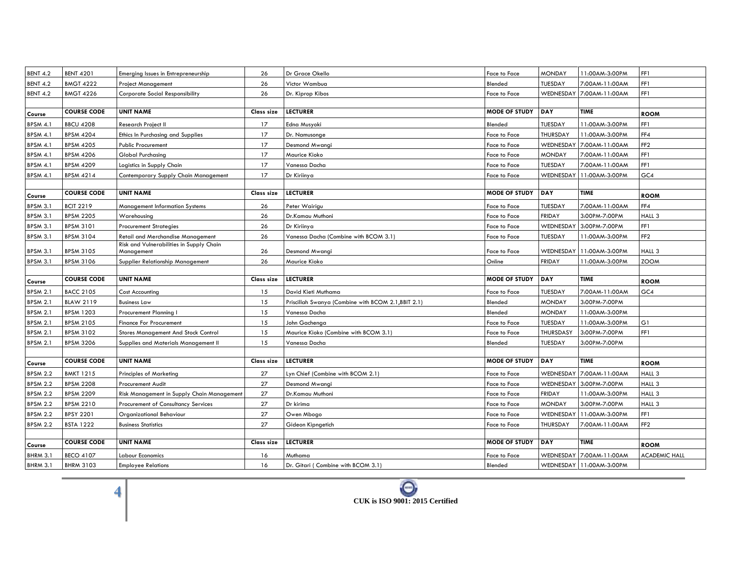| BENT 4.2 | BENT 4201 | Emerging Issues in Entrepreneurship | 26 | Dr Grace Okello | Face to Face | MONDAY | 11:00AM-3:00PM | FF1 |
|---|---|---|---|---|---|---|---|---|
| BENT 4.2 | BMGT 4222 | Project Management | 26 | Victor Wambua | Blended | TUESDAY | 7:00AM-11:00AM | FF1 |
| BENT 4.2 | BMGT 4226 | Corporate Social Responsibility | 26 | Dr. Kiprop Kibos | Face to Face | WEDNESDAY | 7:00AM-11:00AM | FF1 |
| | | | | | | | | |
| **Course** | **COURSE CODE** | **UNIT NAME** | **Class size** | **LECTURER** | **MODE OF STUDY** | **DAY** | **TIME** | **ROOM** |
| BPSM 4.1 | BBCU 4208 | Research Project II | 17 | Edna Musyoki | Blended | TUESDAY | 11:00AM-3:00PM | FF1 |
| BPSM 4.1 | BPSM 4204 | Ethics In Purchasing and Supplies | 17 | Dr. Namusonge | Face to Face | THURSDAY | 11:00AM-3:00PM | FF4 |
| BPSM 4.1 | BPSM 4205 | Public Procurement | 17 | Desmond Mwangi | Face to Face | WEDNESDAY | 7:00AM-11:00AM | FF2 |
| BPSM 4.1 | BPSM 4206 | Global Purchasing | 17 | Maurice Kioko | Face to Face | MONDAY | 7:00AM-11:00AM | FF1 |
| BPSM 4.1 | BPSM 4209 | Logistics in Supply Chain | 17 | Vanessa Dacha | Face to Face | TUESDAY | 7:00AM-11:00AM | FF1 |
| BPSM 4.1 | BPSM 4214 | Contemporary Supply Chain Management | 17 | Dr Kiriinya | Face to Face | WEDNESDAY | 11:00AM-3:00PM | GC4 |
| | | | | | | | | |
| **Course** | **COURSE CODE** | **UNIT NAME** | **Class size** | **LECTURER** | **MODE OF STUDY** | **DAY** | **TIME** | **ROOM** |
| BPSM 3.1 | BCIT 2219 | Management Information Systems | 26 | Peter Wairigu | Face to Face | TUESDAY | 7:00AM-11:00AM | FF4 |
| BPSM 3.1 | BPSM 2205 | Warehousing | 26 | Dr.Kamau Muthoni | Face to Face | FRIDAY | 3:00PM-7:00PM | HALL 3 |
| BPSM 3.1 | BPSM 3101 | Procurement Strategies | 26 | Dr Kiriinya | Face to Face | WEDNESDAY | 3:00PM-7:00PM | FF1 |
| BPSM 3.1 | BPSM 3104 | Retail and Merchandise Management | 26 | Vanessa Dacha (Combine with BCOM 3.1) | Face to Face | TUESDAY | 11:00AM-3:00PM | FF2 |
| BPSM 3.1 | BPSM 3105 | Risk and Vulnerabilities in Supply Chain Management | 26 | Desmond Mwangi | Face to Face | WEDNESDAY | 11:00AM-3:00PM | HALL 3 |
| BPSM 3.1 | BPSM 3106 | Supplier Relationship Management | 26 | Maurice Kioko | Online | FRIDAY | 11:00AM-3:00PM | ZOOM |
| | | | | | | | | |
| **Course** | **COURSE CODE** | **UNIT NAME** | **Class size** | **LECTURER** | **MODE OF STUDY** | **DAY** | **TIME** | **ROOM** |
| BPSM 2.1 | BACC 2105 | Cost Accounting | 15 | David Kieti Muthama | Face to Face | TUESDAY | 7:00AM-11:00AM | GC4 |
| BPSM 2.1 | BLAW 2119 | Business Law | 15 | Priscillah Swanya (Combine with BCOM 2.1,BBIT 2.1) | Blended | MONDAY | 3:00PM-7:00PM | |
| BPSM 2.1 | BPSM 1203 | Procurement Planning I | 15 | Vanessa Dacha | Blended | MONDAY | 11:00AM-3:00PM | |
| BPSM 2.1 | BPSM 2105 | Finance For Procurement | 15 | John Gachenga | Face to Face | TUESDAY | 11:00AM-3:00PM | G1 |
| BPSM 2.1 | BPSM 3102 | Stores Management And Stock Control | 15 | Maurice Kioko (Combine with BCOM 3.1) | Face to Face | THURSDASY | 3:00PM-7:00PM | FF1 |
| BPSM 2.1 | BPSM 3206 | Supplies and Materials Management II | 15 | Vanessa Dacha | Blended | TUESDAY | 3:00PM-7:00PM | |
| | | | | | | | | |
| **Course** | **COURSE CODE** | **UNIT NAME** | **Class size** | **LECTURER** | **MODE OF STUDY** | **DAY** | **TIME** | **ROOM** |
| BPSM 2.2 | BMKT 1215 | Principles of Marketing | 27 | Lyn Chief (Combine with BCOM 2.1) | Face to Face | WEDNESDAY | 7:00AM-11:00AM | HALL 3 |
| BPSM 2.2 | BPSM 2208 | Procurement Audit | 27 | Desmond Mwangi | Face to Face | WEDNESDAY | 3:00PM-7:00PM | HALL 3 |
| BPSM 2.2 | BPSM 2209 | Risk Management in Supply Chain Management | 27 | Dr.Kamau Muthoni | Face to Face | FRIDAY | 11:00AM-3:00PM | HALL 3 |
| BPSM 2.2 | BPSM 2210 | Procurement of Consultancy Services | 27 | Dr kirima | Face to Face | MONDAY | 3:00PM-7:00PM | HALL 3 |
| BPSM 2.2 | BPSY 2201 | Organizational Behaviour | 27 | Owen Mbogo | Face to Face | WEDNESDAY | 11:00AM-3:00PM | FF1 |
| BPSM 2.2 | BSTA 1222 | Business Statistics | 27 | Gideon Kipngetich | Face to Face | THURSDAY | 7:00AM-11:00AM | FF2 |
| | | | | | | | | |
| **Course** | **COURSE CODE** | **UNIT NAME** | **Class size** | **LECTURER** | **MODE OF STUDY** | **DAY** | **TIME** | **ROOM** |
| BHRM 3.1 | BECO 4107 | Labour Economics | 16 | Muthama | Face to Face | WEDNESDAY | 7:00AM-11:00AM | ACADEMIC HALL |
| BHRM 3.1 | BHRM 3103 | Employee Relations | 16 | Dr. Gitari ( Combine with BCOM 3.1) | Blended | WEDNESDAY | 11:00AM-3:00PM | |

**CUK is ISO 9001: 2015 Certified**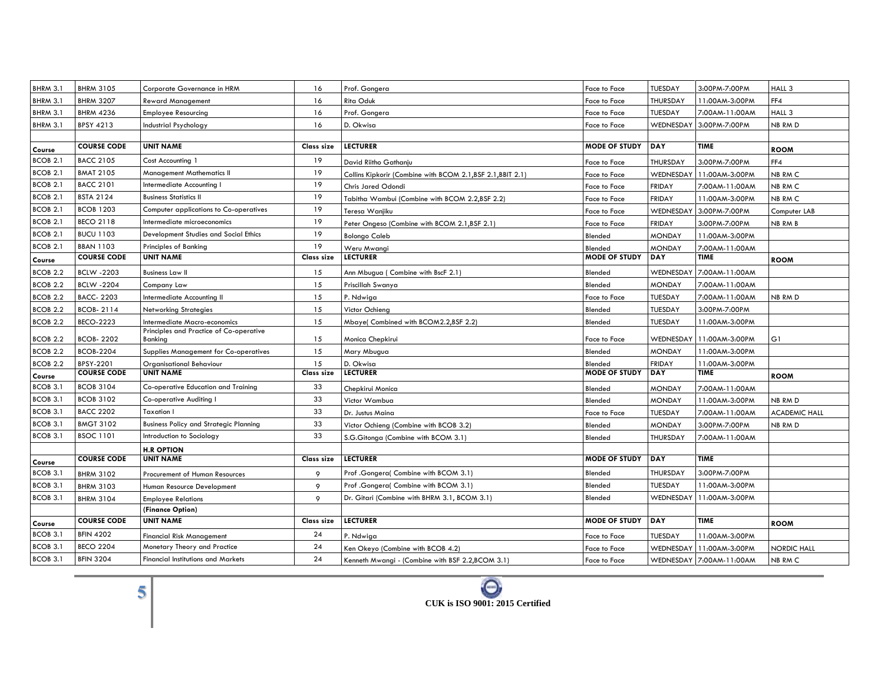| BHRM 3.1 | BHRM 3105 | Corporate Governance in HRM | 16 | Prof. Gongera | Face to Face | TUESDAY | 3:00PM-7:00PM | HALL 3 |
|---|---|---|---|---|---|---|---|---|
| BHRM 3.1 | BHRM 3207 | Reward Management | 16 | Rita Oduk | Face to Face | THURSDAY | 11:00AM-3:00PM | FF4 |
| BHRM 3.1 | BHRM 4236 | Employee Resourcing | 16 | Prof. Gongera | Face to Face | TUESDAY | 7:00AM-11:00AM | HALL 3 |
| BHRM 3.1 | BPSY 4213 | Industrial Psychology | 16 | D. Okwisa | Face to Face | WEDNESDAY | 3:00PM-7:00PM | NB RM D |
| | | | | | | | | |
| **Course** | **COURSE CODE** | **UNIT NAME** | **Class size** | **LECTURER** | **MODE OF STUDY** | **DAY** | **TIME** | **ROOM** |
| BCOB 2.1 | BACC 2105 | Cost Accounting 1 | 19 | David Riitho Gathanju | Face to Face | THURSDAY | 3:00PM-7:00PM | FF4 |
| BCOB 2.1 | BMAT 2105 | Management Mathematics II | 19 | Collins Kipkorir (Combine with BCOM 2.1,BSF 2.1,BBIT 2.1) | Face to Face | WEDNESDAY | 11:00AM-3:00PM | NB RM C |
| BCOB 2.1 | BACC 2101 | Intermediate Accounting I | 19 | Chris Jared Odondi | Face to Face | FRIDAY | 7:00AM-11:00AM | NB RM C |
| BCOB 2.1 | BSTA 2124 | Business Statistics II | 19 | Tabitha Wambui (Combine with BCOM 2.2,BSF 2.2) | Face to Face | FRIDAY | 11:00AM-3:00PM | NB RM C |
| BCOB 2.1 | BCOB 1203 | Computer applications to Co-operatives | 19 | Teresa Wanjiku | Face to Face | WEDNESDAY | 3:00PM-7:00PM | Computer LAB |
| BCOB 2.1 | BECO 2118 | Intermediate microeconomics | 19 | Peter Ongeso (Combine with BCOM 2.1,BSF 2.1) | Face to Face | FRIDAY | 3:00PM-7:00PM | NB RM B |
| BCOB 2.1 | BUCU 1103 | Development Studies and Social Ethics | 19 | Bolongo Caleb | Blended | MONDAY | 11:00AM-3:00PM | |
| BCOB 2.1 | BBAN 1103 | Principles of Banking | 19 | Weru Mwangi | Blended | MONDAY | 7:00AM-11:00AM | |
| **Course** | **COURSE CODE** | **UNIT NAME** | **Class size** | **LECTURER** | **MODE OF STUDY** | **DAY** | **TIME** | **ROOM** |
| BCOB 2.2 | BCLW -2203 | Business Law II | 15 | Ann Mbugua ( Combine with BscF 2.1) | Blended | WEDNESDAY | 7:00AM-11:00AM | |
| BCOB 2.2 | BCLW -2204 | Company Law | 15 | Priscillah Swanya | Blended | MONDAY | 7:00AM-11:00AM | |
| BCOB 2.2 | BACC- 2203 | Intermediate Accounting II | 15 | P. Ndwiga | Face to Face | TUESDAY | 7:00AM-11:00AM | NB RM D |
| BCOB 2.2 | BCOB- 2114 | Networking Strategies | 15 | Victor Ochieng | Blended | TUESDAY | 3:00PM-7:00PM | |
| BCOB 2.2 | BECO-2223 | Intermediate Macro-economics | 15 | Mbaye( Combined with BCOM2.2,BSF 2.2) | Blended | TUESDAY | 11:00AM-3:00PM | |
| BCOB 2.2 | BCOB- 2202 | Principles and Practice of Co-operative Banking | 15 | Monica Chepkirui | Face to Face | WEDNESDAY | 11:00AM-3:00PM | G1 |
| BCOB 2.2 | BCOB-2204 | Supplies Management for Co-operatives | 15 | Mary Mbugua | Blended | MONDAY | 11:00AM-3:00PM | |
| BCOB 2.2 | BPSY-2201 | Organisational Behaviour | 15 | D. Okwisa | Blended | FRIDAY | 11:00AM-3:00PM | |
| **Course** | **COURSE CODE** | **UNIT NAME** | **Class size** | **LECTURER** | **MODE OF STUDY** | **DAY** | **TIME** | **ROOM** |
| BCOB 3.1 | BCOB 3104 | Co-operative Education and Training | 33 | Chepkirui Monica | Blended | MONDAY | 7:00AM-11:00AM | |
| BCOB 3.1 | BCOB 3102 | Co-operative Auditing I | 33 | Victor Wambua | Blended | MONDAY | 11:00AM-3:00PM | NB RM D |
| BCOB 3.1 | BACC 2202 | Taxation I | 33 | Dr. Justus Maina | Face to Face | TUESDAY | 7:00AM-11:00AM | ACADEMIC HALL |
| BCOB 3.1 | BMGT 3102 | Business Policy and Strategic Planning | 33 | Victor Ochieng (Combine with BCOB 3.2) | Blended | MONDAY | 3:00PM-7:00PM | NB RM D |
| BCOB 3.1 | BSOC 1101 | Introduction to Sociology | 33 | S.G.Gitonga (Combine with BCOM 3.1) | Blended | THURSDAY | 7:00AM-11:00AM | |
| | | **H.R OPTION** | | | | | | |
| **Course** | **COURSE CODE** | **UNIT NAME** | **Class size** | **LECTURER** | **MODE OF STUDY** | **DAY** | **TIME** | |
| BCOB 3.1 | BHRM 3102 | Procurement of Human Resources | 9 | Prof .Gongera( Combine with BCOM 3.1) | Blended | THURSDAY | 3:00PM-7:00PM | |
| BCOB 3.1 | BHRM 3103 | Human Resource Development | 9 | Prof .Gongera( Combine with BCOM 3.1) | Blended | TUESDAY | 11:00AM-3:00PM | |
| BCOB 3.1 | BHRM 3104 | Employee Relations | 9 | Dr. Gitari (Combine with BHRM 3.1, BCOM 3.1) | Blended | WEDNESDAY | 11:00AM-3:00PM | |
| | | **(Finance Option)** | | | | | | |
| **Course** | **COURSE CODE** | **UNIT NAME** | **Class size** | **LECTURER** | **MODE OF STUDY** | **DAY** | **TIME** | **ROOM** |
| BCOB 3.1 | BFIN 4202 | Financial Risk Management | 24 | P. Ndwiga | Face to Face | TUESDAY | 11:00AM-3:00PM | |
| BCOB 3.1 | BECO 2204 | Monetary Theory and Practice | 24 | Ken Okeyo (Combine with BCOB 4.2) | Face to Face | WEDNESDAY | 11:00AM-3:00PM | NORDIC HALL |
| BCOB 3.1 | BFIN 3204 | Financial Institutions and Markets | 24 | Kenneth Mwangi - (Combine with BSF 2.2,BCOM 3.1) | Face to Face | WEDNESDAY | 7:00AM-11:00AM | NB RM C |

**CUK is ISO 9001: 2015 Certified**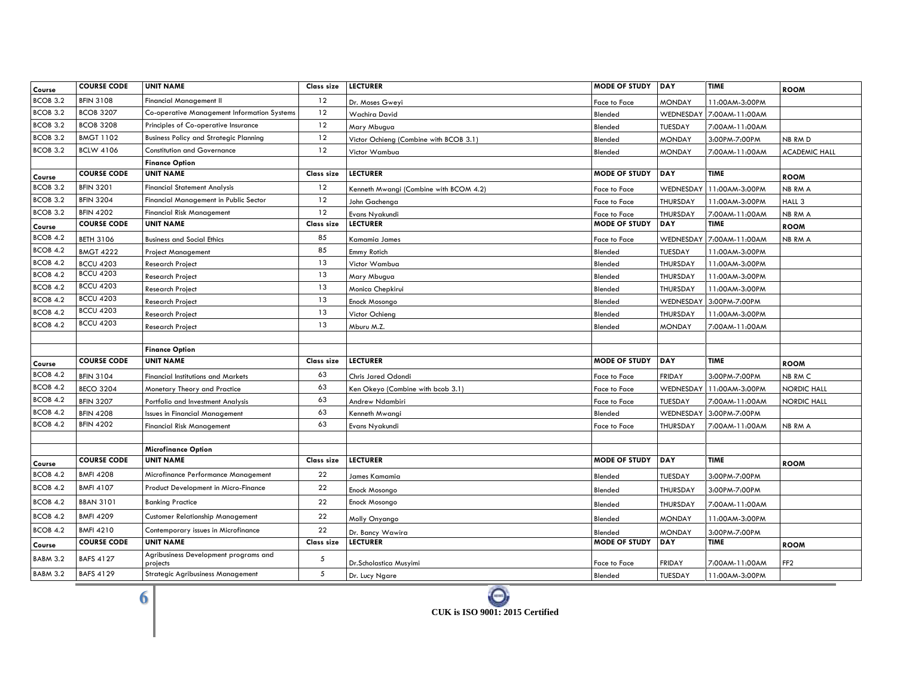| Course | COURSE CODE | UNIT NAME | Class size | LECTURER | MODE OF STUDY | DAY | TIME | ROOM |
|---|---|---|---|---|---|---|---|---|
| BCOB 3.2 | BFIN 3108 | Financial Management II | 12 | Dr. Moses Gweyi | Face to Face | MONDAY | 11:00AM-3:00PM | |
| BCOB 3.2 | BCOB 3207 | Co-operative Management Information Systems | 12 | Wachira David | Blended | WEDNESDAY | 7:00AM-11:00AM | |
| BCOB 3.2 | BCOB 3208 | Principles of Co-operative Insurance | 12 | Mary Mbugua | Blended | TUESDAY | 7:00AM-11:00AM | |
| BCOB 3.2 | BMGT 1102 | Business Policy and Strategic Planning | 12 | Victor Ochieng (Combine with BCOB 3.1) | Blended | MONDAY | 3:00PM-7:00PM | NB RM D |
| BCOB 3.2 | BCLW 4106 | Constitution and Governance | 12 | Victor Wambua | Blended | MONDAY | 7:00AM-11:00AM | ACADEMIC HALL |
| | | **Finance Option** | | | | | | |
| **Course** | **COURSE CODE** | **UNIT NAME** | **Class size** | **LECTURER** | **MODE OF STUDY** | **DAY** | **TIME** | **ROOM** |
| BCOB 3.2 | BFIN 3201 | Financial Statement Analysis | 12 | Kenneth Mwangi (Combine with BCOM 4.2) | Face to Face | WEDNESDAY | 11:00AM-3:00PM | NB RM A |
| BCOB 3.2 | BFIN 3204 | Financial Management in Public Sector | 12 | John Gachenga | Face to Face | THURSDAY | 11:00AM-3:00PM | HALL 3 |
| BCOB 3.2 | BFIN 4202 | Financial Risk Management | 12 | Evans Nyakundi | Face to Face | THURSDAY | 7:00AM-11:00AM | NB RM A |
| **Course** | **COURSE CODE** | **UNIT NAME** | **Class size** | **LECTURER** | **MODE OF STUDY** | **DAY** | **TIME** | **ROOM** |
| BCOB 4.2 | BETH 3106 | Business and Social Ethics | 85 | Kamamia James | Face to Face | WEDNESDAY | 7:00AM-11:00AM | NB RM A |
| BCOB 4.2 | BMGT 4222 | Project Management | 85 | Emmy Rotich | Blended | TUESDAY | 11:00AM-3:00PM | |
| BCOB 4.2 | BCCU 4203 | Research Project | 13 | Victor Wambua | Blended | THURSDAY | 11:00AM-3:00PM | |
| BCOB 4.2 | BCCU 4203 | Research Project | 13 | Mary Mbugua | Blended | THURSDAY | 11:00AM-3:00PM | |
| BCOB 4.2 | BCCU 4203 | Research Project | 13 | Monica Chepkirui | Blended | THURSDAY | 11:00AM-3:00PM | |
| BCOB 4.2 | BCCU 4203 | Research Project | 13 | Enock Mosongo | Blended | WEDNESDAY | 3:00PM-7:00PM | |
| BCOB 4.2 | BCCU 4203 | Research Project | 13 | Victor Ochieng | Blended | THURSDAY | 11:00AM-3:00PM | |
| BCOB 4.2 | BCCU 4203 | Research Project | 13 | Mburu M.Z. | Blended | MONDAY | 7:00AM-11:00AM | |
| | | | | | | | | |
| | | **Finance Option** | | | | | | |
| **Course** | **COURSE CODE** | **UNIT NAME** | **Class size** | **LECTURER** | **MODE OF STUDY** | **DAY** | **TIME** | **ROOM** |
| BCOB 4.2 | BFIN 3104 | Financial Institutions and Markets | 63 | Chris Jared Odondi | Face to Face | FRIDAY | 3:00PM-7:00PM | NB RM C |
| BCOB 4.2 | BECO 3204 | Monetary Theory and Practice | 63 | Ken Okeyo (Combine with bcob 3.1) | Face to Face | WEDNESDAY | 11:00AM-3:00PM | NORDIC HALL |
| BCOB 4.2 | BFIN 3207 | Portfolio and Investment Analysis | 63 | Andrew Ndambiri | Face to Face | TUESDAY | 7:00AM-11:00AM | NORDIC HALL |
| BCOB 4.2 | BFIN 4208 | Issues in Financial Management | 63 | Kenneth Mwangi | Blended | WEDNESDAY | 3:00PM-7:00PM | |
| BCOB 4.2 | BFIN 4202 | Financial Risk Management | 63 | Evans Nyakundi | Face to Face | THURSDAY | 7:00AM-11:00AM | NB RM A |
| | | | | | | | | |
| | | **Microfinance Option** | | | | | | |
| **Course** | **COURSE CODE** | **UNIT NAME** | **Class size** | **LECTURER** | **MODE OF STUDY** | **DAY** | **TIME** | **ROOM** |
| BCOB 4.2 | BMFI 4208 | Microfinance Performance Management | 22 | James Kamamia | Blended | TUESDAY | 3:00PM-7:00PM | |
| BCOB 4.2 | BMFI 4107 | Product Development in Micro-Finance | 22 | Enock Mosongo | Blended | THURSDAY | 3:00PM-7:00PM | |
| BCOB 4.2 | BBAN 3101 | Banking Practice | 22 | Enock Mosongo | Blended | THURSDAY | 7:00AM-11:00AM | |
| BCOB 4.2 | BMFI 4209 | Customer Relationship Management | 22 | Molly Onyango | Blended | MONDAY | 11:00AM-3:00PM | |
| BCOB 4.2 | BMFI 4210 | Contemporary issues in Microfinance | 22 | Dr. Bancy Wawira | Blended | MONDAY | 3:00PM-7:00PM | |
| **Course** | **COURSE CODE** | **UNIT NAME** | **Class size** | **LECTURER** | **MODE OF STUDY** | **DAY** | **TIME** | **ROOM** |
| BABM 3.2 | BAFS 4127 | Agribusiness Development programs and projects | 5 | Dr.Scholastica Musyimi | Face to Face | FRIDAY | 7:00AM-11:00AM | FF2 |
| BABM 3.2 | BAFS 4129 | Strategic Agribusiness Management | 5 | Dr. Lucy Ngare | Blended | TUESDAY | 11:00AM-3:00PM | |

**CUK is ISO 9001: 2015 Certified**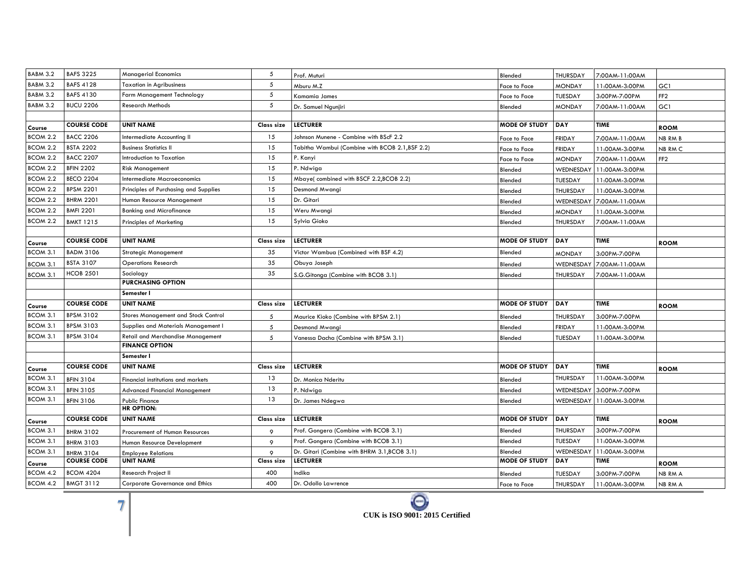| | | | | | | | | |
|---|---|---|---|---|---|---|---|---|
| BABM 3.2 | BAFS 3225 | Managerial Economics | 5 | Prof. Muturi | Blended | THURSDAY | 7:00AM-11:00AM | |
| BABM 3.2 | BAFS 4128 | Taxation in Agribusiness | 5 | Mburu M.Z | Face to Face | MONDAY | 11:00AM-3:00PM | GC1 |
| BABM 3.2 | BAFS 4130 | Farm Management Technology | 5 | Kamamia James | Face to Face | TUESDAY | 3:00PM-7:00PM | FF2 |
| BABM 3.2 | BUCU 2206 | Research Methods | 5 | Dr. Samuel Ngunjiri | Blended | MONDAY | 7:00AM-11:00AM | GC1 |
| | | | | | | | | |
| **Course** | **COURSE CODE** | **UNIT NAME** | **Class size** | **LECTURER** | **MODE OF STUDY** | **DAY** | **TIME** | **ROOM** |
| BCOM 2.2 | BACC 2206 | Intermediate Accounting II | 15 | Johnson Munene - Combine with BScF 2.2 | Face to Face | FRIDAY | 7:00AM-11:00AM | NB RM B |
| BCOM 2.2 | BSTA 2202 | Business Statistics II | 15 | Tabitha Wambui (Combine with BCOB 2.1,BSF 2.2) | Face to Face | FRIDAY | 11:00AM-3:00PM | NB RM C |
| BCOM 2.2 | BACC 2207 | Introduction to Taxation | 15 | P. Kanyi | Face to Face | MONDAY | 7:00AM-11:00AM | FF2 |
| BCOM 2.2 | BFIN 2202 | Risk Management | 15 | P. Ndwiga | Blended | WEDNESDAY | 11:00AM-3:00PM | |
| BCOM 2.2 | BECO 2204 | Intermediate Macroeconomics | 15 | Mbaye( combined with BSCF 2.2,BCOB 2.2) | Blended | TUESDAY | 11:00AM-3:00PM | |
| BCOM 2.2 | BPSM 2201 | Principles of Purchasing and Supplies | 15 | Desmond Mwangi | Blended | THURSDAY | 11:00AM-3:00PM | |
| BCOM 2.2 | BHRM 2201 | Human Resource Management | 15 | Dr. Gitari | Blended | WEDNESDAY | 7:00AM-11:00AM | |
| BCOM 2.2 | BMFI 2201 | Banking and Microfinance | 15 | Weru Mwangi | Blended | MONDAY | 11:00AM-3:00PM | |
| BCOM 2.2 | BMKT 1215 | Principles of Marketing | 15 | Sylvia Gioko | Blended | THURSDAY | 7:00AM-11:00AM | |
| | | | | | | | | |
| **Course** | **COURSE CODE** | **UNIT NAME** | **Class size** | **LECTURER** | **MODE OF STUDY** | **DAY** | **TIME** | **ROOM** |
| BCOM 3.1 | BADM 3106 | Strategic Management | 35 | Victor Wambua (Combined with BSF 4.2) | Blended | MONDAY | 3:00PM-7:00PM | |
| BCOM 3.1 | BSTA 3107 | Operations Research | 35 | Obuya Joseph | Blended | WEDNESDAY | 7:00AM-11:00AM | |
| BCOM 3.1 | HCOB 2501 | Sociology | 35 | S.G.Gitonga (Combine with BCOB 3.1) | Blended | THURSDAY | 7:00AM-11:00AM | |
| | | **PURCHASING OPTION** | | | | | | |
| | | **Semester I** | | | | | | |
| **Course** | **COURSE CODE** | **UNIT NAME** | **Class size** | **LECTURER** | **MODE OF STUDY** | **DAY** | **TIME** | **ROOM** |
| BCOM 3.1 | BPSM 3102 | Stores Management and Stock Control | 5 | Maurice Kioko (Combine with BPSM 2.1) | Blended | THURSDAY | 3:00PM-7:00PM | |
| BCOM 3.1 | BPSM 3103 | Supplies and Materials Management I | 5 | Desmond Mwangi | Blended | FRIDAY | 11:00AM-3:00PM | |
| BCOM 3.1 | BPSM 3104 | Retail and Merchandise Management | 5 | Vanessa Dacha (Combine with BPSM 3.1) | Blended | TUESDAY | 11:00AM-3:00PM | |
| | | **FINANCE OPTION** | | | | | | |
| | | **Semester I** | | | | | | |
| **Course** | **COURSE CODE** | **UNIT NAME** | **Class size** | **LECTURER** | **MODE OF STUDY** | **DAY** | **TIME** | **ROOM** |
| BCOM 3.1 | BFIN 3104 | Financial institutions and markets | 13 | Dr. Monica Nderitu | Blended | THURSDAY | 11:00AM-3:00PM | |
| BCOM 3.1 | BFIN 3105 | Advanced Financial Management | 13 | P. Ndwiga | Blended | WEDNESDAY | 3:00PM-7:00PM | |
| BCOM 3.1 | BFIN 3106 | Public Finance | 13 | Dr. James Ndegwa | Blended | WEDNESDAY | 11:00AM-3:00PM | |
| | | **HR OPTION:** | | | | | | |
| **Course** | **COURSE CODE** | **UNIT NAME** | **Class size** | **LECTURER** | **MODE OF STUDY** | **DAY** | **TIME** | **ROOM** |
| BCOM 3.1 | BHRM 3102 | Procurement of Human Resources | 9 | Prof. Gongera (Combine with BCOB 3.1) | Blended | THURSDAY | 3:00PM-7:00PM | |
| BCOM 3.1 | BHRM 3103 | Human Resource Development | 9 | Prof. Gongera (Combine with BCOB 3.1) | Blended | TUESDAY | 11:00AM-3:00PM | |
| BCOM 3.1 | BHRM 3104 | Employee Relations | 9 | Dr. Gitari (Combine with BHRM 3.1,BCOB 3.1) | Blended | WEDNESDAY | 11:00AM-3:00PM | |
| **Course** | **COURSE CODE** | **UNIT NAME** | **Class size** | **LECTURER** | **MODE OF STUDY** | **DAY** | **TIME** | **ROOM** |
| BCOM 4.2 | BCOM 4204 | Research Project II | 400 | Indika | Blended | TUESDAY | 3:00PM-7:00PM | NB RM A |
| BCOM 4.2 | BMGT 3112 | Corporate Governance and Ethics | 400 | Dr. Odollo Lawrence | Face to Face | THURSDAY | 11:00AM-3:00PM | NB RM A |

**CUK is ISO 9001: 2015 Certified**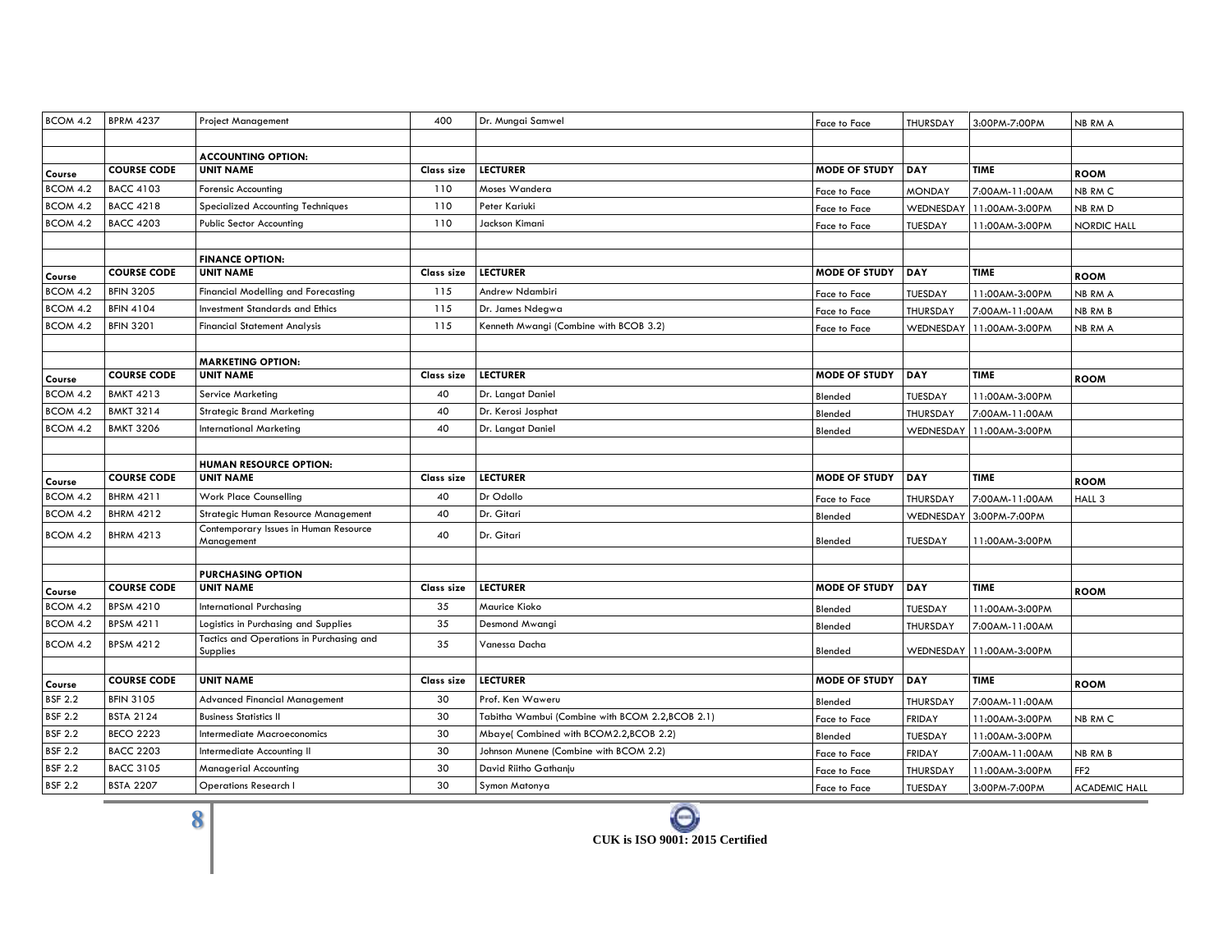| Course | COURSE CODE | UNIT NAME | Class size | LECTURER | MODE OF STUDY | DAY | TIME | ROOM |
|---|---|---|---|---|---|---|---|---|
| BCOM 4.2 | BPRM 4237 | Project Management | 400 | Dr. Mungai Samwel | Face to Face | THURSDAY | 3:00PM-7:00PM | NB RM A |
| | | | | | | | | |
| | | **ACCOUNTING OPTION:** | | | | | | |
| **Course** | **COURSE CODE** | **UNIT NAME** | **Class size** | **LECTURER** | **MODE OF STUDY** | **DAY** | **TIME** | **ROOM** |
| BCOM 4.2 | BACC 4103 | Forensic Accounting | 110 | Moses Wandera | Face to Face | MONDAY | 7:00AM-11:00AM | NB RM C |
| BCOM 4.2 | BACC 4218 | Specialized Accounting Techniques | 110 | Peter Kariuki | Face to Face | WEDNESDAY | 11:00AM-3:00PM | NB RM D |
| BCOM 4.2 | BACC 4203 | Public Sector Accounting | 110 | Jackson Kimani | Face to Face | TUESDAY | 11:00AM-3:00PM | NORDIC HALL |
| | | | | | | | | |
| | | **FINANCE OPTION:** | | | | | | |
| **Course** | **COURSE CODE** | **UNIT NAME** | **Class size** | **LECTURER** | **MODE OF STUDY** | **DAY** | **TIME** | **ROOM** |
| BCOM 4.2 | BFIN 3205 | Financial Modelling and Forecasting | 115 | Andrew Ndambiri | Face to Face | TUESDAY | 11:00AM-3:00PM | NB RM A |
| BCOM 4.2 | BFIN 4104 | Investment Standards and Ethics | 115 | Dr. James Ndegwa | Face to Face | THURSDAY | 7:00AM-11:00AM | NB RM B |
| BCOM 4.2 | BFIN 3201 | Financial Statement Analysis | 115 | Kenneth Mwangi (Combine with BCOB 3.2) | Face to Face | WEDNESDAY | 11:00AM-3:00PM | NB RM A |
| | | | | | | | | |
| | | **MARKETING OPTION:** | | | | | | |
| **Course** | **COURSE CODE** | **UNIT NAME** | **Class size** | **LECTURER** | **MODE OF STUDY** | **DAY** | **TIME** | **ROOM** |
| BCOM 4.2 | BMKT 4213 | Service Marketing | 40 | Dr. Langat Daniel | Blended | TUESDAY | 11:00AM-3:00PM | |
| BCOM 4.2 | BMKT 3214 | Strategic Brand Marketing | 40 | Dr. Kerosi Josphat | Blended | THURSDAY | 7:00AM-11:00AM | |
| BCOM 4.2 | BMKT 3206 | International Marketing | 40 | Dr. Langat Daniel | Blended | WEDNESDAY | 11:00AM-3:00PM | |
| | | | | | | | | |
| | | **HUMAN RESOURCE OPTION:** | | | | | | |
| **Course** | **COURSE CODE** | **UNIT NAME** | **Class size** | **LECTURER** | **MODE OF STUDY** | **DAY** | **TIME** | **ROOM** |
| BCOM 4.2 | BHRM 4211 | Work Place Counselling | 40 | Dr Odollo | Face to Face | THURSDAY | 7:00AM-11:00AM | HALL 3 |
| BCOM 4.2 | BHRM 4212 | Strategic Human Resource Management | 40 | Dr. Gitari | Blended | WEDNESDAY | 3:00PM-7:00PM | |
| BCOM 4.2 | BHRM 4213 | Contemporary Issues in Human Resource Management | 40 | Dr. Gitari | Blended | TUESDAY | 11:00AM-3:00PM | |
| | | | | | | | | |
| | | **PURCHASING OPTION** | | | | | | |
| **Course** | **COURSE CODE** | **UNIT NAME** | **Class size** | **LECTURER** | **MODE OF STUDY** | **DAY** | **TIME** | **ROOM** |
| BCOM 4.2 | BPSM 4210 | International Purchasing | 35 | Maurice Kioko | Blended | TUESDAY | 11:00AM-3:00PM | |
| BCOM 4.2 | BPSM 4211 | Logistics in Purchasing and Supplies | 35 | Desmond Mwangi | Blended | THURSDAY | 7:00AM-11:00AM | |
| BCOM 4.2 | BPSM 4212 | Tactics and Operations in Purchasing and Supplies | 35 | Vanessa Dacha | Blended | WEDNESDAY | 11:00AM-3:00PM | |
| | | | | | | | | |
| **Course** | **COURSE CODE** | **UNIT NAME** | **Class size** | **LECTURER** | **MODE OF STUDY** | **DAY** | **TIME** | **ROOM** |
| BSF 2.2 | BFIN 3105 | Advanced Financial Management | 30 | Prof. Ken Waweru | Blended | THURSDAY | 7:00AM-11:00AM | |
| BSF 2.2 | BSTA 2124 | Business Statistics II | 30 | Tabitha Wambui (Combine with BCOM 2.2,BCOB 2.1) | Face to Face | FRIDAY | 11:00AM-3:00PM | NB RM C |
| BSF 2.2 | BECO 2223 | Intermediate Macroeconomics | 30 | Mbaye( Combined with BCOM2.2,BCOB 2.2) | Blended | TUESDAY | 11:00AM-3:00PM | |
| BSF 2.2 | BACC 2203 | Intermediate Accounting II | 30 | Johnson Munene (Combine with BCOM 2.2) | Face to Face | FRIDAY | 7:00AM-11:00AM | NB RM B |
| BSF 2.2 | BACC 3105 | Managerial Accounting | 30 | David Riitho Gathanju | Face to Face | THURSDAY | 11:00AM-3:00PM | FF2 |
| BSF 2.2 | BSTA 2207 | Operations Research I | 30 | Symon Matonya | Face to Face | TUESDAY | 3:00PM-7:00PM | ACADEMIC HALL |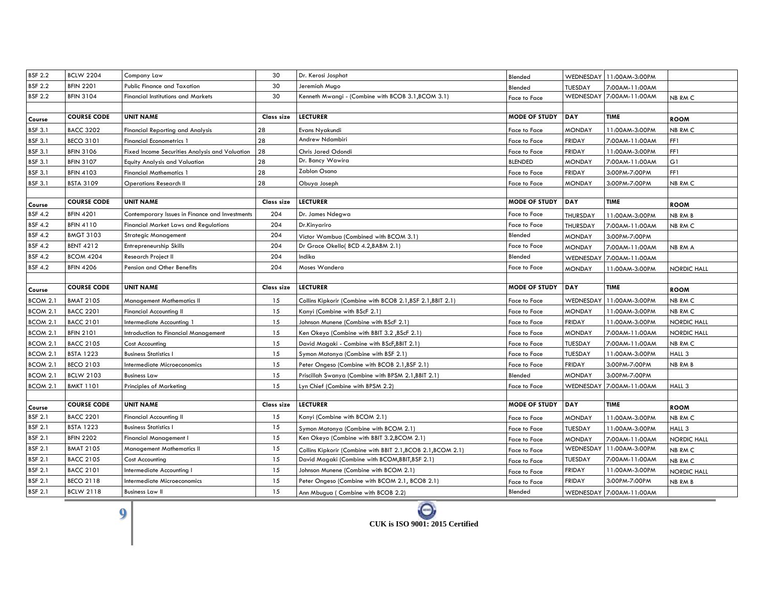| | | | | | | | | |
|---|---|---|---|---|---|---|---|---|
| BSF 2.2 | BCLW 2204 | Company Law | 30 | Dr. Kerosi Josphat | Blended | WEDNESDAY | 11:00AM-3:00PM | |
| BSF 2.2 | BFIN 2201 | Public Finance and Taxation | 30 | Jeremiah Mugo | Blended | TUESDAY | 7:00AM-11:00AM | |
| BSF 2.2 | BFIN 3104 | Financial Institutions and Markets | 30 | Kenneth Mwangi - (Combine with BCOB 3.1,BCOM 3.1) | Face to Face | WEDNESDAY | 7:00AM-11:00AM | NB RM C |
| | | | | | | | | |
| **Course** | **COURSE CODE** | **UNIT NAME** | **Class size** | **LECTURER** | **MODE OF STUDY** | **DAY** | **TIME** | **ROOM** |
| BSF 3.1 | BACC 3202 | Financial Reporting and Analysis | 28 | Evans Nyakundi | Face to Face | MONDAY | 11:00AM-3:00PM | NB RM C |
| BSF 3.1 | BECO 3101 | Financial Econometrics 1 | 28 | Andrew Ndambiri | Face to Face | FRIDAY | 7:00AM-11:00AM | FF1 |
| BSF 3.1 | BFIN 3106 | Fixed Income Securities Analysis and Valuation | 28 | Chris Jared Odondi | Face to Face | FRIDAY | 11:00AM-3:00PM | FF1 |
| BSF 3.1 | BFIN 3107 | Equity Analysis and Valuation | 28 | Dr. Bancy Wawira | BLENDED | MONDAY | 7:00AM-11:00AM | G1 |
| BSF 3.1 | BFIN 4103 | Financial Mathematics 1 | 28 | Zablon Osano | Face to Face | FRIDAY | 3:00PM-7:00PM | FF1 |
| BSF 3.1 | BSTA 3109 | Operations Research II | 28 | Obuya Joseph | Face to Face | MONDAY | 3:00PM-7:00PM | NB RM C |
| | | | | | | | | |
| **Course** | **COURSE CODE** | **UNIT NAME** | **Class size** | **LECTURER** | **MODE OF STUDY** | **DAY** | **TIME** | **ROOM** |
| BSF 4.2 | BFIN 4201 | Contemporary Issues in Finance and Investments | 204 | Dr. James Ndegwa | Face to Face | THURSDAY | 11:00AM-3:00PM | NB RM B |
| BSF 4.2 | BFIN 4110 | Financial Market Laws and Regulations | 204 | Dr.Kinyariro | Face to Face | THURSDAY | 7:00AM-11:00AM | NB RM C |
| BSF 4.2 | BMGT 3103 | Strategic Management | 204 | Victor Wambua (Combined with BCOM 3.1) | Blended | MONDAY | 3:00PM-7:00PM | |
| BSF 4.2 | BENT 4212 | Entrepreneurship Skills | 204 | Dr Grace Okello( BCD 4.2,BABM 2.1) | Face to Face | MONDAY | 7:00AM-11:00AM | NB RM A |
| BSF 4.2 | BCOM 4204 | Research Project II | 204 | Indika | Blended | WEDNESDAY | 7:00AM-11:00AM | |
| BSF 4.2 | BFIN 4206 | Pension and Other Benefits | 204 | Moses Wandera | Face to Face | MONDAY | 11:00AM-3:00PM | NORDIC HALL |
| | | | | | | | | |
| **Course** | **COURSE CODE** | **UNIT NAME** | **Class size** | **LECTURER** | **MODE OF STUDY** | **DAY** | **TIME** | **ROOM** |
| BCOM 2.1 | BMAT 2105 | Management Mathematics II | 15 | Collins Kipkorir (Combine with BCOB 2.1,BSF 2.1,BBIT 2.1) | Face to Face | WEDNESDAY | 11:00AM-3:00PM | NB RM C |
| BCOM 2.1 | BACC 2201 | Financial Accounting II | 15 | Kanyi (Combine with BScF 2.1) | Face to Face | MONDAY | 11:00AM-3:00PM | NB RM C |
| BCOM 2.1 | BACC 2101 | Intermediate Accounting 1 | 15 | Johnson Munene (Combine with BScF 2.1) | Face to Face | FRIDAY | 11:00AM-3:00PM | NORDIC HALL |
| BCOM 2.1 | BFIN 2101 | Introduction to Financial Management | 15 | Ken Okeyo (Combine with BBIT 3.2 ,BScF 2.1) | Face to Face | MONDAY | 7:00AM-11:00AM | NORDIC HALL |
| BCOM 2.1 | BACC 2105 | Cost Accounting | 15 | David Magaki - Combine with BScF,BBIT 2.1) | Face to Face | TUESDAY | 7:00AM-11:00AM | NB RM C |
| BCOM 2.1 | BSTA 1223 | Business Statistics I | 15 | Symon Matonya (Combine with BSF 2.1) | Face to Face | TUESDAY | 11:00AM-3:00PM | HALL 3 |
| BCOM 2.1 | BECO 2103 | Intermediate Microeconomics | 15 | Peter Ongeso (Combine with BCOB 2.1,BSF 2.1) | Face to Face | FRIDAY | 3:00PM-7:00PM | NB RM B |
| BCOM 2.1 | BCLW 2103 | Business Law | 15 | Priscillah Swanya (Combine with BPSM 2.1,BBIT 2.1) | Blended | MONDAY | 3:00PM-7:00PM | |
| BCOM 2.1 | BMKT 1101 | Principles of Marketing | 15 | Lyn Chief (Combine with BPSM 2.2) | Face to Face | WEDNESDAY | 7:00AM-11:00AM | HALL 3 |
| | | | | | | | | |
| **Course** | **COURSE CODE** | **UNIT NAME** | **Class size** | **LECTURER** | **MODE OF STUDY** | **DAY** | **TIME** | **ROOM** |
| BSF 2.1 | BACC 2201 | Financial Accounting II | 15 | Kanyi (Combine with BCOM 2.1) | Face to Face | MONDAY | 11:00AM-3:00PM | NB RM C |
| BSF 2.1 | BSTA 1223 | Business Statistics I | 15 | Symon Matonya (Combine with BCOM 2.1) | Face to Face | TUESDAY | 11:00AM-3:00PM | HALL 3 |
| BSF 2.1 | BFIN 2202 | Financial Management I | 15 | Ken Okeyo (Combine with BBIT 3.2,BCOM 2.1) | Face to Face | MONDAY | 7:00AM-11:00AM | NORDIC HALL |
| BSF 2.1 | BMAT 2105 | Management Mathematics II | 15 | Collins Kipkorir (Combine with BBIT 2.1,BCOB 2.1,BCOM 2.1) | Face to Face | WEDNESDAY | 11:00AM-3:00PM | NB RM C |
| BSF 2.1 | BACC 2105 | Cost Accounting | 15 | David Magaki (Combine with BCOM,BBIT,BSF 2.1) | Face to Face | TUESDAY | 7:00AM-11:00AM | NB RM C |
| BSF 2.1 | BACC 2101 | Intermediate Accounting I | 15 | Johnson Munene (Combine with BCOM 2.1) | Face to Face | FRIDAY | 11:00AM-3:00PM | NORDIC HALL |
| BSF 2.1 | BECO 2118 | Intermediate Microeconomics | 15 | Peter Ongeso (Combine with BCOM 2.1, BCOB 2.1) | Face to Face | FRIDAY | 3:00PM-7:00PM | NB RM B |
| BSF 2.1 | BCLW 2118 | Business Law II | 15 | Ann Mbugua ( Combine with BCOB 2.2) | Blended | WEDNESDAY | 7:00AM-11:00AM | |

CUK is ISO 9001: 2015 Certified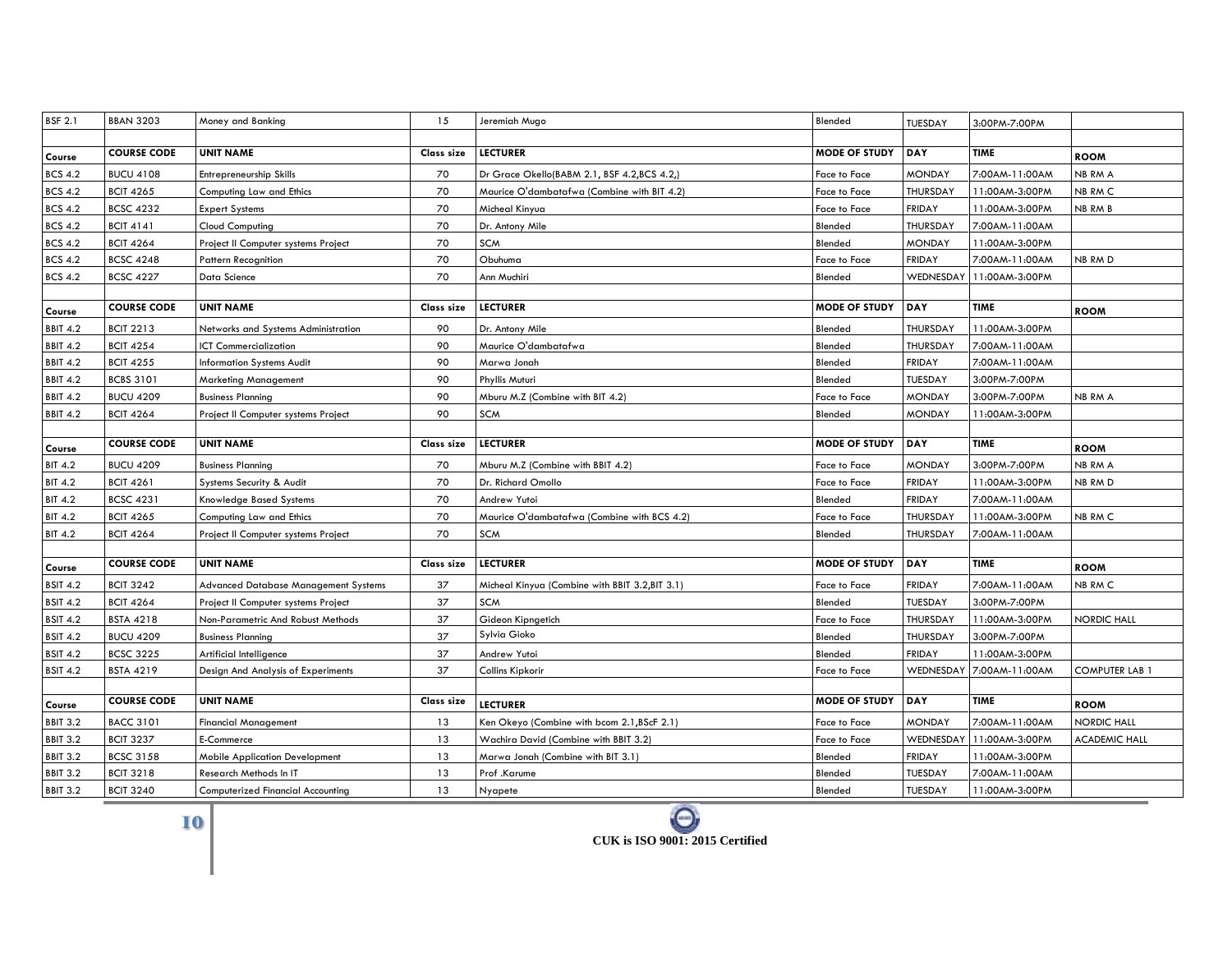| BSF 2.1 | BBAN 3203 | Money and Banking | 15 | Jeremiah Mugo | Blended | TUESDAY | 3:00PM-7:00PM | |
|---|---|---|---|---|---|---|---|---|
| | | | | | | | | |
| **Course** | **COURSE CODE** | **UNIT NAME** | **Class size** | **LECTURER** | **MODE OF STUDY** | **DAY** | **TIME** | **ROOM** |
| BCS 4.2 | BUCU 4108 | Entrepreneurship Skills | 70 | Dr Grace Okello(BABM 2.1, BSF 4.2,BCS 4.2,) | Face to Face | MONDAY | 7:00AM-11:00AM | NB RM A |
| BCS 4.2 | BCIT 4265 | Computing Law and Ethics | 70 | Maurice O'dambatafwa (Combine with BIT 4.2) | Face to Face | THURSDAY | 11:00AM-3:00PM | NB RM C |
| BCS 4.2 | BCSC 4232 | Expert Systems | 70 | Micheal Kinyua | Face to Face | FRIDAY | 11:00AM-3:00PM | NB RM B |
| BCS 4.2 | BCIT 4141 | Cloud Computing | 70 | Dr. Antony Mile | Blended | THURSDAY | 7:00AM-11:00AM | |
| BCS 4.2 | BCIT 4264 | Project II Computer systems Project | 70 | SCM | Blended | MONDAY | 11:00AM-3:00PM | |
| BCS 4.2 | BCSC 4248 | Pattern Recognition | 70 | Obuhuma | Face to Face | FRIDAY | 7:00AM-11:00AM | NB RM D |
| BCS 4.2 | BCSC 4227 | Data Science | 70 | Ann Muchiri | Blended | WEDNESDAY | 11:00AM-3:00PM | |
| | | | | | | | | |
| **Course** | **COURSE CODE** | **UNIT NAME** | **Class size** | **LECTURER** | **MODE OF STUDY** | **DAY** | **TIME** | **ROOM** |
| BBIT 4.2 | BCIT 2213 | Networks and Systems Administration | 90 | Dr. Antony Mile | Blended | THURSDAY | 11:00AM-3:00PM | |
| BBIT 4.2 | BCIT 4254 | ICT Commercialization | 90 | Maurice O'dambatafwa | Blended | THURSDAY | 7:00AM-11:00AM | |
| BBIT 4.2 | BCIT 4255 | Information Systems Audit | 90 | Marwa Jonah | Blended | FRIDAY | 7:00AM-11:00AM | |
| BBIT 4.2 | BCBS 3101 | Marketing Management | 90 | Phyllis Muturi | Blended | TUESDAY | 3:00PM-7:00PM | |
| BBIT 4.2 | BUCU 4209 | Business Planning | 90 | Mburu M.Z (Combine with BIT 4.2) | Face to Face | MONDAY | 3:00PM-7:00PM | NB RM A |
| BBIT 4.2 | BCIT 4264 | Project II Computer systems Project | 90 | SCM | Blended | MONDAY | 11:00AM-3:00PM | |
| | | | | | | | | |
| **Course** | **COURSE CODE** | **UNIT NAME** | **Class size** | **LECTURER** | **MODE OF STUDY** | **DAY** | **TIME** | **ROOM** |
| BIT 4.2 | BUCU 4209 | Business Planning | 70 | Mburu M.Z (Combine with BBIT 4.2) | Face to Face | MONDAY | 3:00PM-7:00PM | NB RM A |
| BIT 4.2 | BCIT 4261 | Systems Security & Audit | 70 | Dr. Richard Omollo | Face to Face | FRIDAY | 11:00AM-3:00PM | NB RM D |
| BIT 4.2 | BCSC 4231 | Knowledge Based Systems | 70 | Andrew Yutoi | Blended | FRIDAY | 7:00AM-11:00AM | |
| BIT 4.2 | BCIT 4265 | Computing Law and Ethics | 70 | Maurice O'dambatafwa (Combine with BCS 4.2) | Face to Face | THURSDAY | 11:00AM-3:00PM | NB RM C |
| BIT 4.2 | BCIT 4264 | Project II Computer systems Project | 70 | SCM | Blended | THURSDAY | 7:00AM-11:00AM | |
| | | | | | | | | |
| **Course** | **COURSE CODE** | **UNIT NAME** | **Class size** | **LECTURER** | **MODE OF STUDY** | **DAY** | **TIME** | **ROOM** |
| BSIT 4.2 | BCIT 3242 | Advanced Database Management Systems | 37 | Micheal Kinyua (Combine with BBIT 3.2,BIT 3.1) | Face to Face | FRIDAY | 7:00AM-11:00AM | NB RM C |
| BSIT 4.2 | BCIT 4264 | Project II Computer systems Project | 37 | SCM | Blended | TUESDAY | 3:00PM-7:00PM | |
| BSIT 4.2 | BSTA 4218 | Non-Parametric And Robust Methods | 37 | Gideon Kipngetich | Face to Face | THURSDAY | 11:00AM-3:00PM | NORDIC HALL |
| BSIT 4.2 | BUCU 4209 | Business Planning | 37 | Sylvia Gioko | Blended | THURSDAY | 3:00PM-7:00PM | |
| BSIT 4.2 | BCSC 3225 | Artificial Intelligence | 37 | Andrew Yutoi | Blended | FRIDAY | 11:00AM-3:00PM | |
| BSIT 4.2 | BSTA 4219 | Design And Analysis of Experiments | 37 | Collins Kipkorir | Face to Face | WEDNESDAY | 7:00AM-11:00AM | COMPUTER LAB 1 |
| | | | | | | | | |
| **Course** | **COURSE CODE** | **UNIT NAME** | **Class size** | **LECTURER** | **MODE OF STUDY** | **DAY** | **TIME** | **ROOM** |
| BBIT 3.2 | BACC 3101 | Financial Management | 13 | Ken Okeyo (Combine with bcom 2.1,BScF 2.1) | Face to Face | MONDAY | 7:00AM-11:00AM | NORDIC HALL |
| BBIT 3.2 | BCIT 3237 | E-Commerce | 13 | Wachira David (Combine with BBIT 3.2) | Face to Face | WEDNESDAY | 11:00AM-3:00PM | ACADEMIC HALL |
| BBIT 3.2 | BCSC 3158 | Mobile Application Development | 13 | Marwa Jonah (Combine with BIT 3.1) | Blended | FRIDAY | 11:00AM-3:00PM | |
| BBIT 3.2 | BCIT 3218 | Research Methods In IT | 13 | Prof .Karume | Blended | TUESDAY | 7:00AM-11:00AM | |
| BBIT 3.2 | BCIT 3240 | Computerized Financial Accounting | 13 | Nyapete | Blended | TUESDAY | 11:00AM-3:00PM | |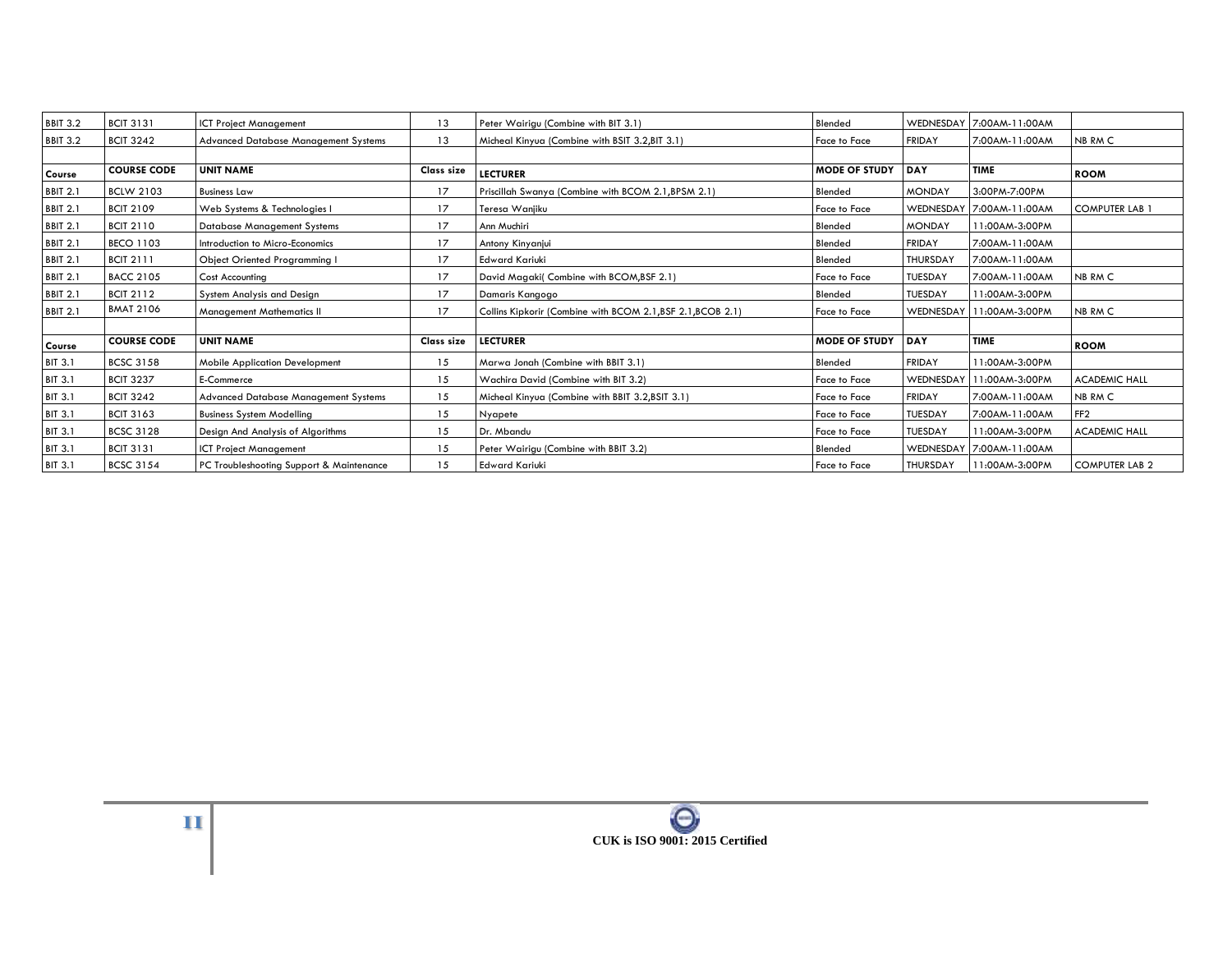| BBIT 3.2 | BCIT 3131 | ICT Project Management | 13 | Peter Wairigu (Combine with BIT 3.1) | Blended | WEDNESDAY | 7:00AM-11:00AM | |
|---|---|---|---|---|---|---|---|---|
| BBIT 3.2 | BCIT 3242 | Advanced Database Management Systems | 13 | Micheal Kinyua (Combine with BSIT 3.2,BIT 3.1) | Face to Face | FRIDAY | 7:00AM-11:00AM | NB RM C |
| | | | | | | | | |
| **Course** | **COURSE CODE** | **UNIT NAME** | **Class size** | **LECTURER** | **MODE OF STUDY** | **DAY** | **TIME** | **ROOM** |
| BBIT 2.1 | BCLW 2103 | Business Law | 17 | Priscillah Swanya (Combine with BCOM 2.1,BPSM 2.1) | Blended | MONDAY | 3:00PM-7:00PM | |
| BBIT 2.1 | BCIT 2109 | Web Systems & Technologies I | 17 | Teresa Wanjiku | Face to Face | WEDNESDAY | 7:00AM-11:00AM | COMPUTER LAB 1 |
| BBIT 2.1 | BCIT 2110 | Database Management Systems | 17 | Ann Muchiri | Blended | MONDAY | 11:00AM-3:00PM | |
| BBIT 2.1 | BECO 1103 | Introduction to Micro-Economics | 17 | Antony Kinyanjui | Blended | FRIDAY | 7:00AM-11:00AM | |
| BBIT 2.1 | BCIT 2111 | Object Oriented Programming I | 17 | Edward Kariuki | Blended | THURSDAY | 7:00AM-11:00AM | |
| BBIT 2.1 | BACC 2105 | Cost Accounting | 17 | David Magaki( Combine with BCOM,BSF 2.1) | Face to Face | TUESDAY | 7:00AM-11:00AM | NB RM C |
| BBIT 2.1 | BCIT 2112 | System Analysis and Design | 17 | Damaris Kangogo | Blended | TUESDAY | 11:00AM-3:00PM | |
| BBIT 2.1 | BMAT 2106 | Management Mathematics II | 17 | Collins Kipkorir (Combine with BCOM 2.1,BSF 2.1,BCOB 2.1) | Face to Face | WEDNESDAY | 11:00AM-3:00PM | NB RM C |
| | | | | | | | | |
| **Course** | **COURSE CODE** | **UNIT NAME** | **Class size** | **LECTURER** | **MODE OF STUDY** | **DAY** | **TIME** | **ROOM** |
| BIT 3.1 | BCSC 3158 | Mobile Application Development | 15 | Marwa Jonah (Combine with BBIT 3.1) | Blended | FRIDAY | 11:00AM-3:00PM | |
| BIT 3.1 | BCIT 3237 | E-Commerce | 15 | Wachira David (Combine with BIT 3.2) | Face to Face | WEDNESDAY | 11:00AM-3:00PM | ACADEMIC HALL |
| BIT 3.1 | BCIT 3242 | Advanced Database Management Systems | 15 | Micheal Kinyua (Combine with BBIT 3.2,BSIT 3.1) | Face to Face | FRIDAY | 7:00AM-11:00AM | NB RM C |
| BIT 3.1 | BCIT 3163 | Business System Modelling | 15 | Nyapete | Face to Face | TUESDAY | 7:00AM-11:00AM | FF2 |
| BIT 3.1 | BCSC 3128 | Design And Analysis of Algorithms | 15 | Dr. Mbandu | Face to Face | TUESDAY | 11:00AM-3:00PM | ACADEMIC HALL |
| BIT 3.1 | BCIT 3131 | ICT Project Management | 15 | Peter Wairigu (Combine with BBIT 3.2) | Blended | WEDNESDAY | 7:00AM-11:00AM | |
| BIT 3.1 | BCSC 3154 | PC Troubleshooting Support & Maintenance | 15 | Edward Kariuki | Face to Face | THURSDAY | 11:00AM-3:00PM | COMPUTER LAB 2 |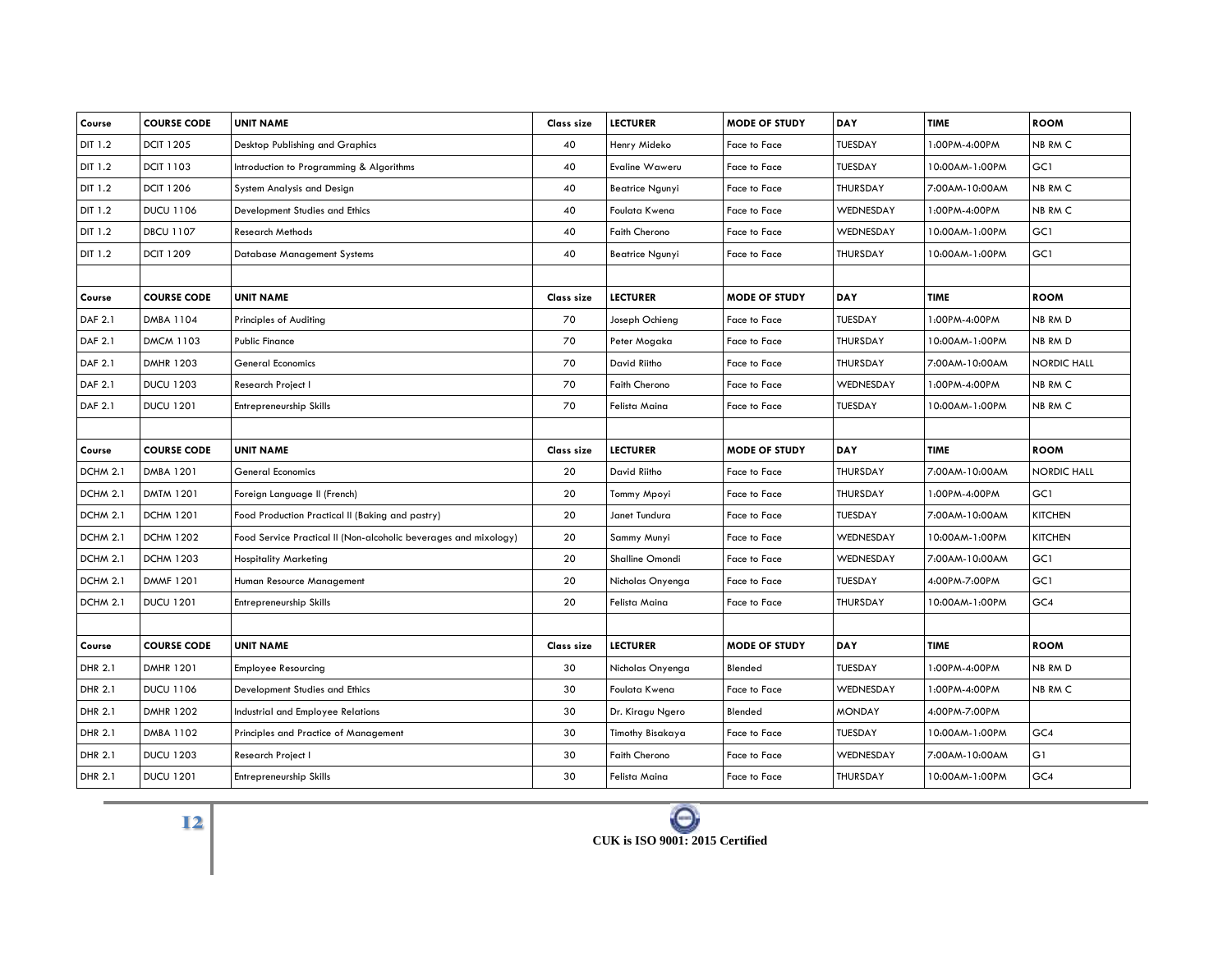| Course | COURSE CODE | UNIT NAME | Class size | LECTURER | MODE OF STUDY | DAY | TIME | ROOM |
|---|---|---|---|---|---|---|---|---|
| DIT 1.2 | DCIT 1205 | Desktop Publishing and Graphics | 40 | Henry Mideko | Face to Face | TUESDAY | 1:00PM-4:00PM | NB RM C |
| DIT 1.2 | DCIT 1103 | Introduction to Programming & Algorithms | 40 | Evaline Waweru | Face to Face | TUESDAY | 10:00AM-1:00PM | GC1 |
| DIT 1.2 | DCIT 1206 | System Analysis and Design | 40 | Beatrice Ngunyi | Face to Face | THURSDAY | 7:00AM-10:00AM | NB RM C |
| DIT 1.2 | DUCU 1106 | Development Studies and Ethics | 40 | Foulata Kwena | Face to Face | WEDNESDAY | 1:00PM-4:00PM | NB RM C |
| DIT 1.2 | DBCU 1107 | Research Methods | 40 | Faith Cherono | Face to Face | WEDNESDAY | 10:00AM-1:00PM | GC1 |
| DIT 1.2 | DCIT 1209 | Database Management Systems | 40 | Beatrice Ngunyi | Face to Face | THURSDAY | 10:00AM-1:00PM | GC1 |
| | | | | | | | | |
| **Course** | **COURSE CODE** | **UNIT NAME** | **Class size** | **LECTURER** | **MODE OF STUDY** | **DAY** | **TIME** | **ROOM** |
| DAF 2.1 | DMBA 1104 | Principles of Auditing | 70 | Joseph Ochieng | Face to Face | TUESDAY | 1:00PM-4:00PM | NB RM D |
| DAF 2.1 | DMCM 1103 | Public Finance | 70 | Peter Mogaka | Face to Face | THURSDAY | 10:00AM-1:00PM | NB RM D |
| DAF 2.1 | DMHR 1203 | General Economics | 70 | David Riitho | Face to Face | THURSDAY | 7:00AM-10:00AM | NORDIC HALL |
| DAF 2.1 | DUCU 1203 | Research Project I | 70 | Faith Cherono | Face to Face | WEDNESDAY | 1:00PM-4:00PM | NB RM C |
| DAF 2.1 | DUCU 1201 | Entrepreneurship Skills | 70 | Felista Maina | Face to Face | TUESDAY | 10:00AM-1:00PM | NB RM C |
| | | | | | | | | |
| **Course** | **COURSE CODE** | **UNIT NAME** | **Class size** | **LECTURER** | **MODE OF STUDY** | **DAY** | **TIME** | **ROOM** |
| DCHM 2.1 | DMBA 1201 | General Economics | 20 | David Riitho | Face to Face | THURSDAY | 7:00AM-10:00AM | NORDIC HALL |
| DCHM 2.1 | DMTM 1201 | Foreign Language II (French) | 20 | Tommy Mpoyi | Face to Face | THURSDAY | 1:00PM-4:00PM | GC1 |
| DCHM 2.1 | DCHM 1201 | Food Production Practical II (Baking and pastry) | 20 | Janet Tundura | Face to Face | TUESDAY | 7:00AM-10:00AM | KITCHEN |
| DCHM 2.1 | DCHM 1202 | Food Service Practical II (Non-alcoholic beverages and mixology) | 20 | Sammy Munyi | Face to Face | WEDNESDAY | 10:00AM-1:00PM | KITCHEN |
| DCHM 2.1 | DCHM 1203 | Hospitality Marketing | 20 | Shalline Omondi | Face to Face | WEDNESDAY | 7:00AM-10:00AM | GC1 |
| DCHM 2.1 | DMMF 1201 | Human Resource Management | 20 | Nicholas Onyenga | Face to Face | TUESDAY | 4:00PM-7:00PM | GC1 |
| DCHM 2.1 | DUCU 1201 | Entrepreneurship Skills | 20 | Felista Maina | Face to Face | THURSDAY | 10:00AM-1:00PM | GC4 |
| | | | | | | | | |
| **Course** | **COURSE CODE** | **UNIT NAME** | **Class size** | **LECTURER** | **MODE OF STUDY** | **DAY** | **TIME** | **ROOM** |
| DHR 2.1 | DMHR 1201 | Employee Resourcing | 30 | Nicholas Onyenga | Blended | TUESDAY | 1:00PM-4:00PM | NB RM D |
| DHR 2.1 | DUCU 1106 | Development Studies and Ethics | 30 | Foulata Kwena | Face to Face | WEDNESDAY | 1:00PM-4:00PM | NB RM C |
| DHR 2.1 | DMHR 1202 | Industrial and Employee Relations | 30 | Dr. Kiragu Ngero | Blended | MONDAY | 4:00PM-7:00PM | |
| DHR 2.1 | DMBA 1102 | Principles and Practice of Management | 30 | Timothy Bisakaya | Face to Face | TUESDAY | 10:00AM-1:00PM | GC4 |
| DHR 2.1 | DUCU 1203 | Research Project I | 30 | Faith Cherono | Face to Face | WEDNESDAY | 7:00AM-10:00AM | G1 |
| DHR 2.1 | DUCU 1201 | Entrepreneurship Skills | 30 | Felista Maina | Face to Face | THURSDAY | 10:00AM-1:00PM | GC4 |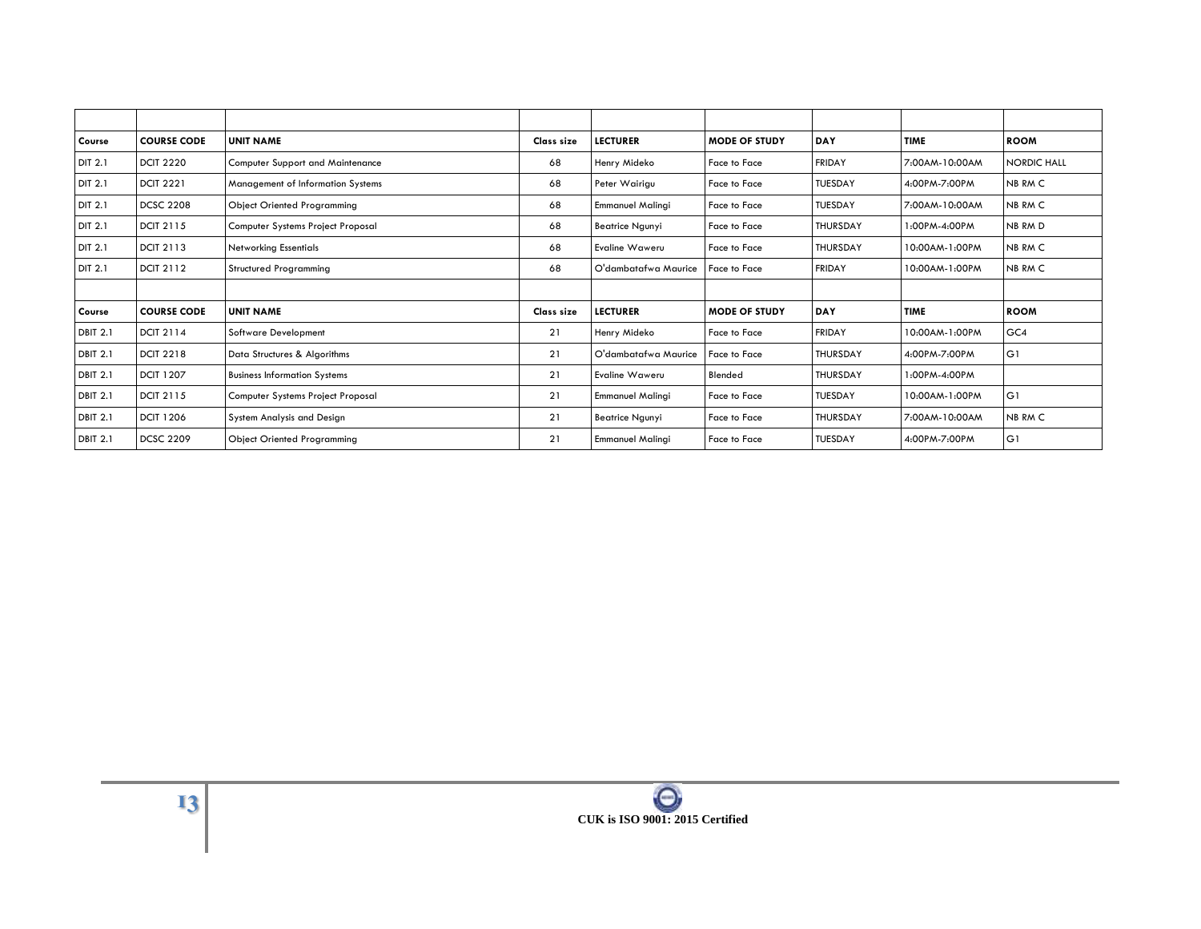| | | | | | | | | |
|---|---|---|---|---|---|---|---|---|
| **Course** | **COURSE CODE** | **UNIT NAME** | **Class size** | **LECTURER** | **MODE OF STUDY** | **DAY** | **TIME** | **ROOM** |
| DIT 2.1 | DCIT 2220 | Computer Support and Maintenance | 68 | Henry Mideko | Face to Face | FRIDAY | 7:00AM-10:00AM | NORDIC HALL |
| DIT 2.1 | DCIT 2221 | Management of Information Systems | 68 | Peter Wairigu | Face to Face | TUESDAY | 4:00PM-7:00PM | NB RM C |
| DIT 2.1 | DCSC 2208 | Object Oriented Programming | 68 | Emmanuel Malingi | Face to Face | TUESDAY | 7:00AM-10:00AM | NB RM C |
| DIT 2.1 | DCIT 2115 | Computer Systems Project Proposal | 68 | Beatrice Ngunyi | Face to Face | THURSDAY | 1:00PM-4:00PM | NB RM D |
| DIT 2.1 | DCIT 2113 | Networking Essentials | 68 | Evaline Waweru | Face to Face | THURSDAY | 10:00AM-1:00PM | NB RM C |
| DIT 2.1 | DCIT 2112 | Structured Programming | 68 | O'dambatafwa Maurice | Face to Face | FRIDAY | 10:00AM-1:00PM | NB RM C |
| | | | | | | | | |
| **Course** | **COURSE CODE** | **UNIT NAME** | **Class size** | **LECTURER** | **MODE OF STUDY** | **DAY** | **TIME** | **ROOM** |
| DBIT 2.1 | DCIT 2114 | Software Development | 21 | Henry Mideko | Face to Face | FRIDAY | 10:00AM-1:00PM | GC4 |
| DBIT 2.1 | DCIT 2218 | Data Structures & Algorithms | 21 | O'dambatafwa Maurice | Face to Face | THURSDAY | 4:00PM-7:00PM | G1 |
| DBIT 2.1 | DCIT 1207 | Business Information Systems | 21 | Evaline Waweru | Blended | THURSDAY | 1:00PM-4:00PM | |
| DBIT 2.1 | DCIT 2115 | Computer Systems Project Proposal | 21 | Emmanuel Malingi | Face to Face | TUESDAY | 10:00AM-1:00PM | G1 |
| DBIT 2.1 | DCIT 1206 | System Analysis and Design | 21 | Beatrice Ngunyi | Face to Face | THURSDAY | 7:00AM-10:00AM | NB RM C |
| DBIT 2.1 | DCSC 2209 | Object Oriented Programming | 21 | Emmanuel Malingi | Face to Face | TUESDAY | 4:00PM-7:00PM | G1 |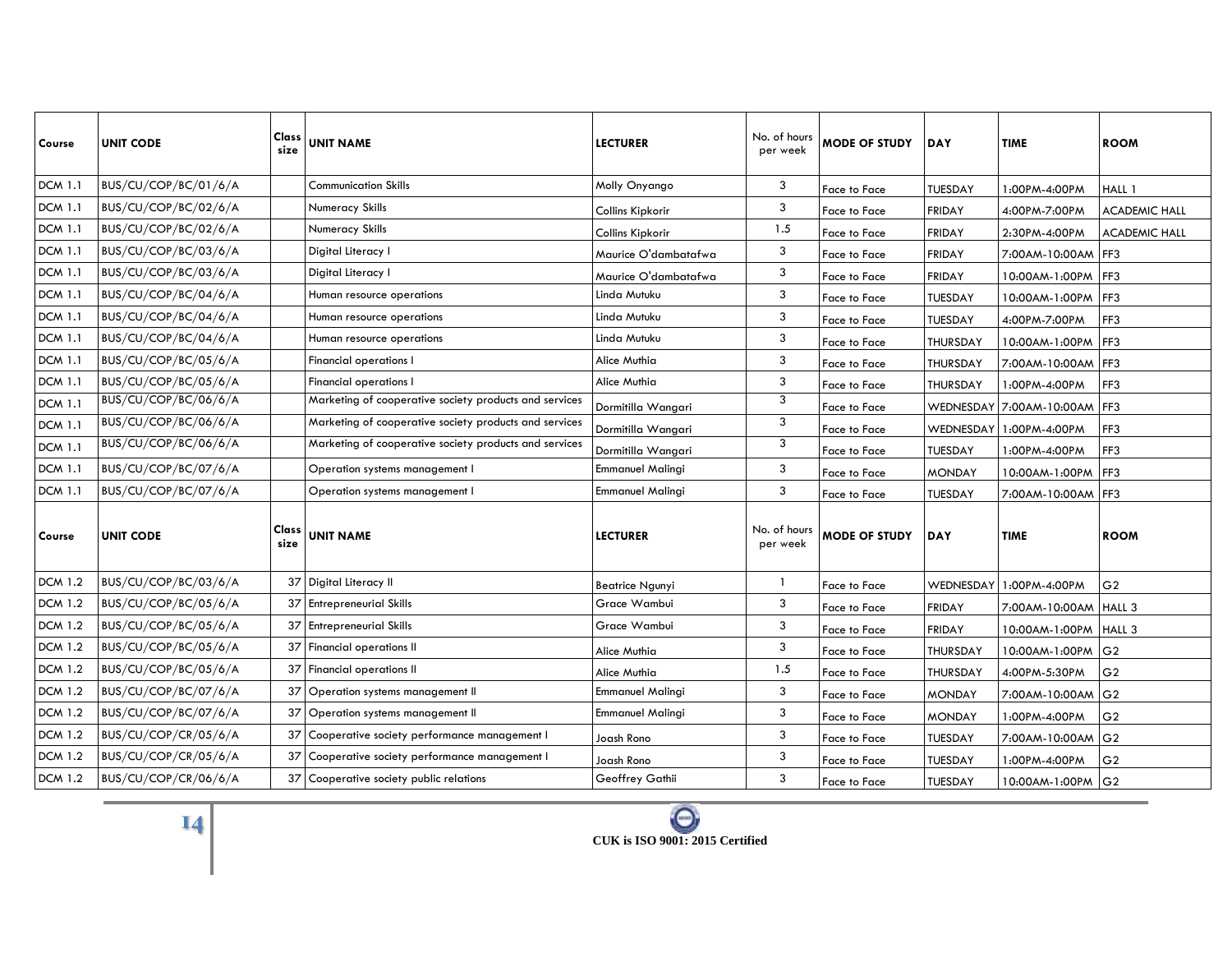| Course | UNIT CODE | Class size | UNIT NAME | LECTURER | No. of hours per week | MODE OF STUDY | DAY | TIME | ROOM |
|---|---|---|---|---|---|---|---|---|---|
| DCM 1.1 | BUS/CU/COP/BC/01/6/A | | Communication Skills | Molly Onyango | 3 | Face to Face | TUESDAY | 1:00PM-4:00PM | HALL 1 |
| DCM 1.1 | BUS/CU/COP/BC/02/6/A | | Numeracy Skills | Collins Kipkorir | 3 | Face to Face | FRIDAY | 4:00PM-7:00PM | ACADEMIC HALL |
| DCM 1.1 | BUS/CU/COP/BC/02/6/A | | Numeracy Skills | Collins Kipkorir | 1.5 | Face to Face | FRIDAY | 2:30PM-4:00PM | ACADEMIC HALL |
| DCM 1.1 | BUS/CU/COP/BC/03/6/A | | Digital Literacy I | Maurice O'dambatafwa | 3 | Face to Face | FRIDAY | 7:00AM-10:00AM | FF3 |
| DCM 1.1 | BUS/CU/COP/BC/03/6/A | | Digital Literacy I | Maurice O'dambatafwa | 3 | Face to Face | FRIDAY | 10:00AM-1:00PM | FF3 |
| DCM 1.1 | BUS/CU/COP/BC/04/6/A | | Human resource operations | Linda Mutuku | 3 | Face to Face | TUESDAY | 10:00AM-1:00PM | FF3 |
| DCM 1.1 | BUS/CU/COP/BC/04/6/A | | Human resource operations | Linda Mutuku | 3 | Face to Face | TUESDAY | 4:00PM-7:00PM | FF3 |
| DCM 1.1 | BUS/CU/COP/BC/04/6/A | | Human resource operations | Linda Mutuku | 3 | Face to Face | THURSDAY | 10:00AM-1:00PM | FF3 |
| DCM 1.1 | BUS/CU/COP/BC/05/6/A | | Financial operations I | Alice Muthia | 3 | Face to Face | THURSDAY | 7:00AM-10:00AM | FF3 |
| DCM 1.1 | BUS/CU/COP/BC/05/6/A | | Financial operations I | Alice Muthia | 3 | Face to Face | THURSDAY | 1:00PM-4:00PM | FF3 |
| DCM 1.1 | BUS/CU/COP/BC/06/6/A | | Marketing of cooperative society products and services | Dormitilla Wangari | 3 | Face to Face | WEDNESDAY | 7:00AM-10:00AM | FF3 |
| DCM 1.1 | BUS/CU/COP/BC/06/6/A | | Marketing of cooperative society products and services | Dormitilla Wangari | 3 | Face to Face | WEDNESDAY | 1:00PM-4:00PM | FF3 |
| DCM 1.1 | BUS/CU/COP/BC/06/6/A | | Marketing of cooperative society products and services | Dormitilla Wangari | 3 | Face to Face | TUESDAY | 1:00PM-4:00PM | FF3 |
| DCM 1.1 | BUS/CU/COP/BC/07/6/A | | Operation systems management I | Emmanuel Malingi | 3 | Face to Face | MONDAY | 10:00AM-1:00PM | FF3 |
| DCM 1.1 | BUS/CU/COP/BC/07/6/A | | Operation systems management I | Emmanuel Malingi | 3 | Face to Face | TUESDAY | 7:00AM-10:00AM | FF3 |
| **Course** | **UNIT CODE** | **Class size** | **UNIT NAME** | **LECTURER** | **No. of hours per week** | **MODE OF STUDY** | **DAY** | **TIME** | **ROOM** |
| DCM 1.2 | BUS/CU/COP/BC/03/6/A | 37 | Digital Literacy II | Beatrice Ngunyi | 1 | Face to Face | WEDNESDAY | 1:00PM-4:00PM | G2 |
| DCM 1.2 | BUS/CU/COP/BC/05/6/A | 37 | Entrepreneurial Skills | Grace Wambui | 3 | Face to Face | FRIDAY | 7:00AM-10:00AM | HALL 3 |
| DCM 1.2 | BUS/CU/COP/BC/05/6/A | 37 | Entrepreneurial Skills | Grace Wambui | 3 | Face to Face | FRIDAY | 10:00AM-1:00PM | HALL 3 |
| DCM 1.2 | BUS/CU/COP/BC/05/6/A | 37 | Financial operations II | Alice Muthia | 3 | Face to Face | THURSDAY | 10:00AM-1:00PM | G2 |
| DCM 1.2 | BUS/CU/COP/BC/05/6/A | 37 | Financial operations II | Alice Muthia | 1.5 | Face to Face | THURSDAY | 4:00PM-5:30PM | G2 |
| DCM 1.2 | BUS/CU/COP/BC/07/6/A | 37 | Operation systems management II | Emmanuel Malingi | 3 | Face to Face | MONDAY | 7:00AM-10:00AM | G2 |
| DCM 1.2 | BUS/CU/COP/BC/07/6/A | 37 | Operation systems management II | Emmanuel Malingi | 3 | Face to Face | MONDAY | 1:00PM-4:00PM | G2 |
| DCM 1.2 | BUS/CU/COP/CR/05/6/A | 37 | Cooperative society performance management I | Joash Rono | 3 | Face to Face | TUESDAY | 7:00AM-10:00AM | G2 |
| DCM 1.2 | BUS/CU/COP/CR/05/6/A | 37 | Cooperative society performance management I | Joash Rono | 3 | Face to Face | TUESDAY | 1:00PM-4:00PM | G2 |
| DCM 1.2 | BUS/CU/COP/CR/06/6/A | 37 | Cooperative society public relations | Geoffrey Gathii | 3 | Face to Face | TUESDAY | 10:00AM-1:00PM | G2 |

CUK is ISO 9001: 2015 Certified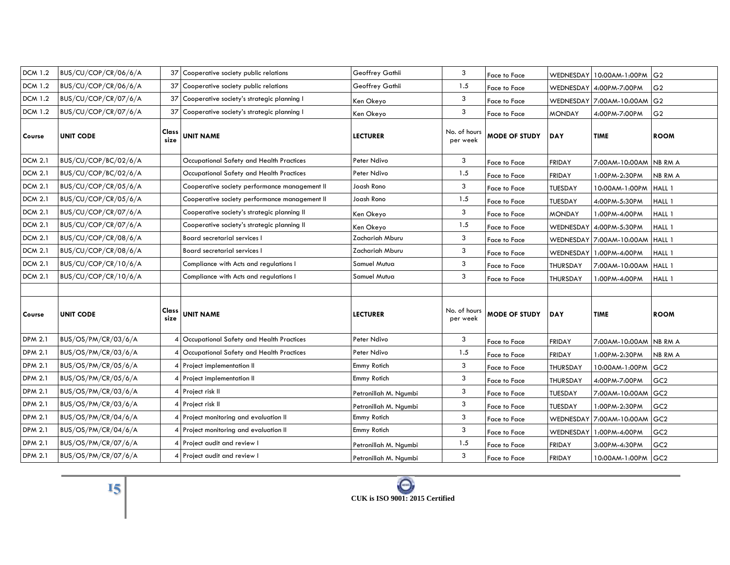| DCM 1.2 | BUS/CU/COP/CR/06/6/A | 37 | Cooperative society public relations | Geoffrey Gathii | 3 | Face to Face | WEDNESDAY | 10:00AM-1:00PM | G2 |
|---|---|---|---|---|---|---|---|---|---|
| DCM 1.2 | BUS/CU/COP/CR/06/6/A | 37 | Cooperative society public relations | Geoffrey Gathii | 1.5 | Face to Face | WEDNESDAY | 4:00PM-7:00PM | G2 |
| DCM 1.2 | BUS/CU/COP/CR/07/6/A | 37 | Cooperative society's strategic planning I | Ken Okeyo | 3 | Face to Face | WEDNESDAY | 7:00AM-10:00AM | G2 |
| DCM 1.2 | BUS/CU/COP/CR/07/6/A | 37 | Cooperative society's strategic planning I | Ken Okeyo | 3 | Face to Face | MONDAY | 4:00PM-7:00PM | G2 |
| **Course** | **UNIT CODE** | **Class size** | **UNIT NAME** | **LECTURER** | No. of hours per week | **MODE OF STUDY** | **DAY** | **TIME** | **ROOM** |
| DCM 2.1 | BUS/CU/COP/BC/02/6/A | | Occupational Safety and Health Practices | Peter Ndivo | 3 | Face to Face | FRIDAY | 7:00AM-10:00AM | NB RM A |
| DCM 2.1 | BUS/CU/COP/BC/02/6/A | | Occupational Safety and Health Practices | Peter Ndivo | 1.5 | Face to Face | FRIDAY | 1:00PM-2:30PM | NB RM A |
| DCM 2.1 | BUS/CU/COP/CR/05/6/A | | Cooperative society performance management II | Joash Rono | 3 | Face to Face | TUESDAY | 10:00AM-1:00PM | HALL 1 |
| DCM 2.1 | BUS/CU/COP/CR/05/6/A | | Cooperative society performance management II | Joash Rono | 1.5 | Face to Face | TUESDAY | 4:00PM-5:30PM | HALL 1 |
| DCM 2.1 | BUS/CU/COP/CR/07/6/A | | Cooperative society's strategic planning II | Ken Okeyo | 3 | Face to Face | MONDAY | 1:00PM-4:00PM | HALL 1 |
| DCM 2.1 | BUS/CU/COP/CR/07/6/A | | Cooperative society's strategic planning II | Ken Okeyo | 1.5 | Face to Face | WEDNESDAY | 4:00PM-5:30PM | HALL 1 |
| DCM 2.1 | BUS/CU/COP/CR/08/6/A | | Board secretarial services I | Zachariah Mburu | 3 | Face to Face | WEDNESDAY | 7:00AM-10:00AM | HALL 1 |
| DCM 2.1 | BUS/CU/COP/CR/08/6/A | | Board secretarial services I | Zachariah Mburu | 3 | Face to Face | WEDNESDAY | 1:00PM-4:00PM | HALL 1 |
| DCM 2.1 | BUS/CU/COP/CR/10/6/A | | Compliance with Acts and regulations I | Samuel Mutua | 3 | Face to Face | THURSDAY | 7:00AM-10:00AM | HALL 1 |
| DCM 2.1 | BUS/CU/COP/CR/10/6/A | | Compliance with Acts and regulations I | Samuel Mutua | 3 | Face to Face | THURSDAY | 1:00PM-4:00PM | HALL 1 |
| | | | | | | | | | |
| **Course** | **UNIT CODE** | **Class size** | **UNIT NAME** | **LECTURER** | No. of hours per week | **MODE OF STUDY** | **DAY** | **TIME** | **ROOM** |
| DPM 2.1 | BUS/OS/PM/CR/03/6/A | 4 | Occupational Safety and Health Practices | Peter Ndivo | 3 | Face to Face | FRIDAY | 7:00AM-10:00AM | NB RM A |
| DPM 2.1 | BUS/OS/PM/CR/03/6/A | 4 | Occupational Safety and Health Practices | Peter Ndivo | 1.5 | Face to Face | FRIDAY | 1:00PM-2:30PM | NB RM A |
| DPM 2.1 | BUS/OS/PM/CR/05/6/A | 4 | Project implementation II | Emmy Rotich | 3 | Face to Face | THURSDAY | 10:00AM-1:00PM | GC2 |
| DPM 2.1 | BUS/OS/PM/CR/05/6/A | 4 | Project implementation II | Emmy Rotich | 3 | Face to Face | THURSDAY | 4:00PM-7:00PM | GC2 |
| DPM 2.1 | BUS/OS/PM/CR/03/6/A | 4 | Project risk II | Petronillah M. Ngumbi | 3 | Face to Face | TUESDAY | 7:00AM-10:00AM | GC2 |
| DPM 2.1 | BUS/OS/PM/CR/03/6/A | 4 | Project risk II | Petronillah M. Ngumbi | 3 | Face to Face | TUESDAY | 1:00PM-2:30PM | GC2 |
| DPM 2.1 | BUS/OS/PM/CR/04/6/A | 4 | Project monitoring and evaluation II | Emmy Rotich | 3 | Face to Face | WEDNESDAY | 7:00AM-10:00AM | GC2 |
| DPM 2.1 | BUS/OS/PM/CR/04/6/A | 4 | Project monitoring and evaluation II | Emmy Rotich | 3 | Face to Face | WEDNESDAY | 1:00PM-4:00PM | GC2 |
| DPM 2.1 | BUS/OS/PM/CR/07/6/A | 4 | Project audit and review I | Petronillah M. Ngumbi | 1.5 | Face to Face | FRIDAY | 3:00PM-4:30PM | GC2 |
| DPM 2.1 | BUS/OS/PM/CR/07/6/A | 4 | Project audit and review I | Petronillah M. Ngumbi | 3 | Face to Face | FRIDAY | 10:00AM-1:00PM | GC2 |

**CUK is ISO 9001: 2015 Certified**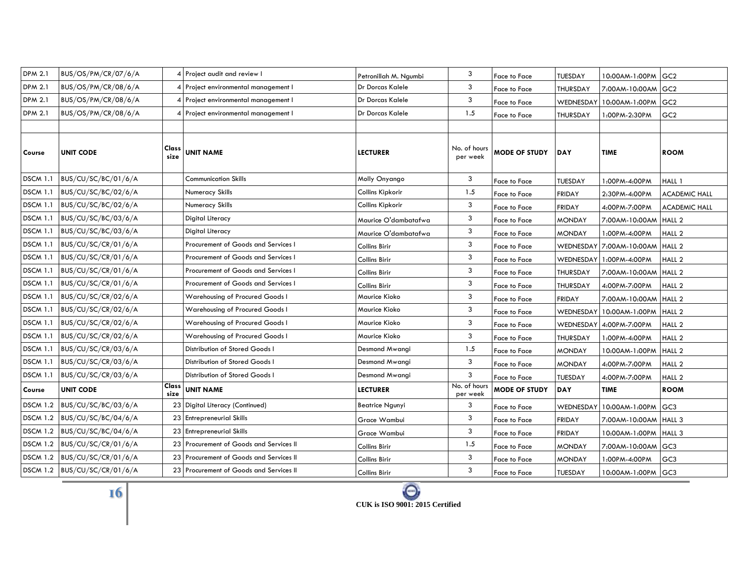| Course | UNIT CODE | Class size | UNIT NAME | LECTURER | No. of hours per week | MODE OF STUDY | DAY | TIME | ROOM |
|---|---|---|---|---|---|---|---|---|---|
| DPM 2.1 | BUS/OS/PM/CR/07/6/A | 4 | Project audit and review I | Petronillah M. Ngumbi | 3 | Face to Face | TUESDAY | 10:00AM-1:00PM | GC2 |
| DPM 2.1 | BUS/OS/PM/CR/08/6/A | 4 | Project environmental management I | Dr Dorcas Kalele | 3 | Face to Face | THURSDAY | 7:00AM-10:00AM | GC2 |
| DPM 2.1 | BUS/OS/PM/CR/08/6/A | 4 | Project environmental management I | Dr Dorcas Kalele | 3 | Face to Face | WEDNESDAY | 10:00AM-1:00PM | GC2 |
| DPM 2.1 | BUS/OS/PM/CR/08/6/A | 4 | Project environmental management I | Dr Dorcas Kalele | 1.5 | Face to Face | THURSDAY | 1:00PM-2:30PM | GC2 |
| | | | | | | | | | |
| **Course** | **UNIT CODE** | **Class size** | **UNIT NAME** | **LECTURER** | **No. of hours per week** | **MODE OF STUDY** | **DAY** | **TIME** | **ROOM** |
| DSCM 1.1 | BUS/CU/SC/BC/01/6/A | | Communication Skills | Molly Onyango | 3 | Face to Face | TUESDAY | 1:00PM-4:00PM | HALL 1 |
| DSCM 1.1 | BUS/CU/SC/BC/02/6/A | | Numeracy Skills | Collins Kipkorir | 1.5 | Face to Face | FRIDAY | 2:30PM-4:00PM | ACADEMIC HALL |
| DSCM 1.1 | BUS/CU/SC/BC/02/6/A | | Numeracy Skills | Collins Kipkorir | 3 | Face to Face | FRIDAY | 4:00PM-7:00PM | ACADEMIC HALL |
| DSCM 1.1 | BUS/CU/SC/BC/03/6/A | | Digital Literacy | Maurice O'dambatafwa | 3 | Face to Face | MONDAY | 7:00AM-10:00AM | HALL 2 |
| DSCM 1.1 | BUS/CU/SC/BC/03/6/A | | Digital Literacy | Maurice O'dambatafwa | 3 | Face to Face | MONDAY | 1:00PM-4:00PM | HALL 2 |
| DSCM 1.1 | BUS/CU/SC/CR/01/6/A | | Procurement of Goods and Services I | Collins Birir | 3 | Face to Face | WEDNESDAY | 7:00AM-10:00AM | HALL 2 |
| DSCM 1.1 | BUS/CU/SC/CR/01/6/A | | Procurement of Goods and Services I | Collins Birir | 3 | Face to Face | WEDNESDAY | 1:00PM-4:00PM | HALL 2 |
| DSCM 1.1 | BUS/CU/SC/CR/01/6/A | | Procurement of Goods and Services I | Collins Birir | 3 | Face to Face | THURSDAY | 7:00AM-10:00AM | HALL 2 |
| DSCM 1.1 | BUS/CU/SC/CR/01/6/A | | Procurement of Goods and Services I | Collins Birir | 3 | Face to Face | THURSDAY | 4:00PM-7:00PM | HALL 2 |
| DSCM 1.1 | BUS/CU/SC/CR/02/6/A | | Warehousing of Procured Goods I | Maurice Kioko | 3 | Face to Face | FRIDAY | 7:00AM-10:00AM | HALL 2 |
| DSCM 1.1 | BUS/CU/SC/CR/02/6/A | | Warehousing of Procured Goods I | Maurice Kioko | 3 | Face to Face | WEDNESDAY | 10:00AM-1:00PM | HALL 2 |
| DSCM 1.1 | BUS/CU/SC/CR/02/6/A | | Warehousing of Procured Goods I | Maurice Kioko | 3 | Face to Face | WEDNESDAY | 4:00PM-7:00PM | HALL 2 |
| DSCM 1.1 | BUS/CU/SC/CR/02/6/A | | Warehousing of Procured Goods I | Maurice Kioko | 3 | Face to Face | THURSDAY | 1:00PM-4:00PM | HALL 2 |
| DSCM 1.1 | BUS/CU/SC/CR/03/6/A | | Distribution of Stored Goods I | Desmond Mwangi | 1.5 | Face to Face | MONDAY | 10:00AM-1:00PM | HALL 2 |
| DSCM 1.1 | BUS/CU/SC/CR/03/6/A | | Distribution of Stored Goods I | Desmond Mwangi | 3 | Face to Face | MONDAY | 4:00PM-7:00PM | HALL 2 |
| DSCM 1.1 | BUS/CU/SC/CR/03/6/A | | Distribution of Stored Goods I | Desmond Mwangi | 3 | Face to Face | TUESDAY | 4:00PM-7:00PM | HALL 2 |
| **Course** | **UNIT CODE** | **Class size** | **UNIT NAME** | **LECTURER** | **No. of hours per week** | **MODE OF STUDY** | **DAY** | **TIME** | **ROOM** |
| DSCM 1.2 | BUS/CU/SC/BC/03/6/A | 23 | Digital Literacy (Continued) | Beatrice Ngunyi | 3 | Face to Face | WEDNESDAY | 10:00AM-1:00PM | GC3 |
| DSCM 1.2 | BUS/CU/SC/BC/04/6/A | 23 | Entrepreneurial Skills | Grace Wambui | 3 | Face to Face | FRIDAY | 7:00AM-10:00AM | HALL 3 |
| DSCM 1.2 | BUS/CU/SC/BC/04/6/A | 23 | Entrepreneurial Skills | Grace Wambui | 3 | Face to Face | FRIDAY | 10:00AM-1:00PM | HALL 3 |
| DSCM 1.2 | BUS/CU/SC/CR/01/6/A | 23 | Procurement of Goods and Services II | Collins Birir | 1.5 | Face to Face | MONDAY | 7:00AM-10:00AM | GC3 |
| DSCM 1.2 | BUS/CU/SC/CR/01/6/A | 23 | Procurement of Goods and Services II | Collins Birir | 3 | Face to Face | MONDAY | 1:00PM-4:00PM | GC3 |
| DSCM 1.2 | BUS/CU/SC/CR/01/6/A | 23 | Procurement of Goods and Services II | Collins Birir | 3 | Face to Face | TUESDAY | 10:00AM-1:00PM | GC3 |

CUK is ISO 9001: 2015 Certified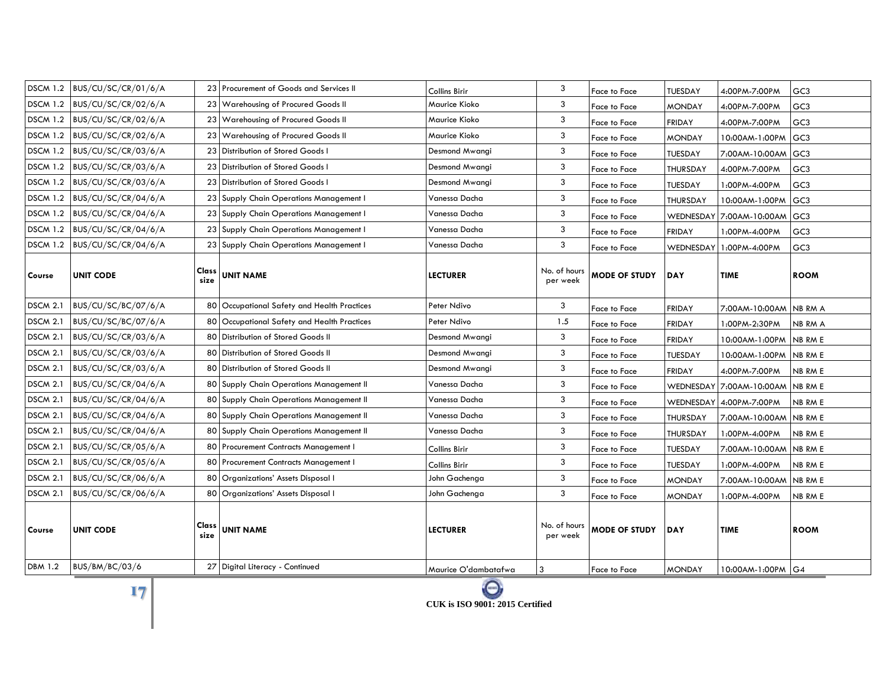| Course | UNIT CODE | Class size | UNIT NAME | LECTURER | No. of hours per week | MODE OF STUDY | DAY | TIME | ROOM |
|---|---|---|---|---|---|---|---|---|---|
| DSCM 1.2 | BUS/CU/SC/CR/01/6/A | 23 | Procurement of Goods and Services II | Collins Birir | 3 | Face to Face | TUESDAY | 4:00PM-7:00PM | GC3 |
| DSCM 1.2 | BUS/CU/SC/CR/02/6/A | 23 | Warehousing of Procured Goods II | Maurice Kioko | 3 | Face to Face | MONDAY | 4:00PM-7:00PM | GC3 |
| DSCM 1.2 | BUS/CU/SC/CR/02/6/A | 23 | Warehousing of Procured Goods II | Maurice Kioko | 3 | Face to Face | FRIDAY | 4:00PM-7:00PM | GC3 |
| DSCM 1.2 | BUS/CU/SC/CR/02/6/A | 23 | Warehousing of Procured Goods II | Maurice Kioko | 3 | Face to Face | MONDAY | 10:00AM-1:00PM | GC3 |
| DSCM 1.2 | BUS/CU/SC/CR/03/6/A | 23 | Distribution of Stored Goods I | Desmond Mwangi | 3 | Face to Face | TUESDAY | 7:00AM-10:00AM | GC3 |
| DSCM 1.2 | BUS/CU/SC/CR/03/6/A | 23 | Distribution of Stored Goods I | Desmond Mwangi | 3 | Face to Face | THURSDAY | 4:00PM-7:00PM | GC3 |
| DSCM 1.2 | BUS/CU/SC/CR/03/6/A | 23 | Distribution of Stored Goods I | Desmond Mwangi | 3 | Face to Face | TUESDAY | 1:00PM-4:00PM | GC3 |
| DSCM 1.2 | BUS/CU/SC/CR/04/6/A | 23 | Supply Chain Operations Management I | Vanessa Dacha | 3 | Face to Face | THURSDAY | 10:00AM-1:00PM | GC3 |
| DSCM 1.2 | BUS/CU/SC/CR/04/6/A | 23 | Supply Chain Operations Management I | Vanessa Dacha | 3 | Face to Face | WEDNESDAY | 7:00AM-10:00AM | GC3 |
| DSCM 1.2 | BUS/CU/SC/CR/04/6/A | 23 | Supply Chain Operations Management I | Vanessa Dacha | 3 | Face to Face | FRIDAY | 1:00PM-4:00PM | GC3 |
| DSCM 1.2 | BUS/CU/SC/CR/04/6/A | 23 | Supply Chain Operations Management I | Vanessa Dacha | 3 | Face to Face | WEDNESDAY | 1:00PM-4:00PM | GC3 |
| **Course** | **UNIT CODE** | **Class size** | **UNIT NAME** | **LECTURER** | No. of hours per week | **MODE OF STUDY** | **DAY** | **TIME** | **ROOM** |
| DSCM 2.1 | BUS/CU/SC/BC/07/6/A | 80 | Occupational Safety and Health Practices | Peter Ndivo | 3 | Face to Face | FRIDAY | 7:00AM-10:00AM | NB RM A |
| DSCM 2.1 | BUS/CU/SC/BC/07/6/A | 80 | Occupational Safety and Health Practices | Peter Ndivo | 1.5 | Face to Face | FRIDAY | 1:00PM-2:30PM | NB RM A |
| DSCM 2.1 | BUS/CU/SC/CR/03/6/A | 80 | Distribution of Stored Goods II | Desmond Mwangi | 3 | Face to Face | FRIDAY | 10:00AM-1:00PM | NB RM E |
| DSCM 2.1 | BUS/CU/SC/CR/03/6/A | 80 | Distribution of Stored Goods II | Desmond Mwangi | 3 | Face to Face | TUESDAY | 10:00AM-1:00PM | NB RM E |
| DSCM 2.1 | BUS/CU/SC/CR/03/6/A | 80 | Distribution of Stored Goods II | Desmond Mwangi | 3 | Face to Face | FRIDAY | 4:00PM-7:00PM | NB RM E |
| DSCM 2.1 | BUS/CU/SC/CR/04/6/A | 80 | Supply Chain Operations Management II | Vanessa Dacha | 3 | Face to Face | WEDNESDAY | 7:00AM-10:00AM | NB RM E |
| DSCM 2.1 | BUS/CU/SC/CR/04/6/A | 80 | Supply Chain Operations Management II | Vanessa Dacha | 3 | Face to Face | WEDNESDAY | 4:00PM-7:00PM | NB RM E |
| DSCM 2.1 | BUS/CU/SC/CR/04/6/A | 80 | Supply Chain Operations Management II | Vanessa Dacha | 3 | Face to Face | THURSDAY | 7:00AM-10:00AM | NB RM E |
| DSCM 2.1 | BUS/CU/SC/CR/04/6/A | 80 | Supply Chain Operations Management II | Vanessa Dacha | 3 | Face to Face | THURSDAY | 1:00PM-4:00PM | NB RM E |
| DSCM 2.1 | BUS/CU/SC/CR/05/6/A | 80 | Procurement Contracts Management I | Collins Birir | 3 | Face to Face | TUESDAY | 7:00AM-10:00AM | NB RM E |
| DSCM 2.1 | BUS/CU/SC/CR/05/6/A | 80 | Procurement Contracts Management I | Collins Birir | 3 | Face to Face | TUESDAY | 1:00PM-4:00PM | NB RM E |
| DSCM 2.1 | BUS/CU/SC/CR/06/6/A | 80 | Organizations' Assets Disposal I | John Gachenga | 3 | Face to Face | MONDAY | 7:00AM-10:00AM | NB RM E |
| DSCM 2.1 | BUS/CU/SC/CR/06/6/A | 80 | Organizations' Assets Disposal I | John Gachenga | 3 | Face to Face | MONDAY | 1:00PM-4:00PM | NB RM E |
| **Course** | **UNIT CODE** | **Class size** | **UNIT NAME** | **LECTURER** | No. of hours per week | **MODE OF STUDY** | **DAY** | **TIME** | **ROOM** |
| DBM 1.2 | BUS/BM/BC/03/6 | 27 | Digital Literacy - Continued | Maurice O'dambatafwa | 3 | Face to Face | MONDAY | 10:00AM-1:00PM | G4 |

CUK is ISO 9001: 2015 Certified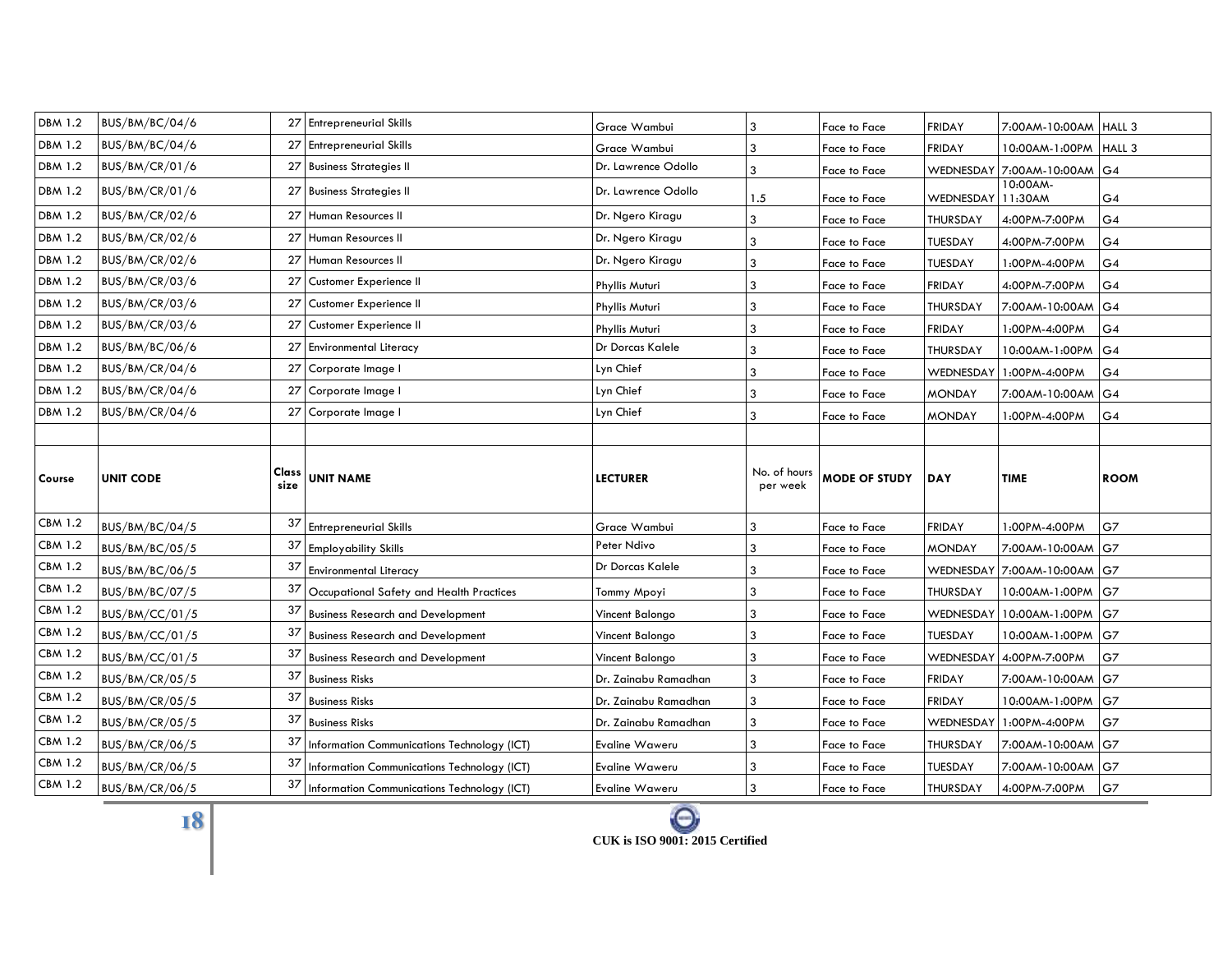| DBM 1.2 | BUS/BM/BC/04/6 | 27 | Entrepreneurial Skills | Grace Wambui | 3 | Face to Face | FRIDAY | 7:00AM-10:00AM | HALL 3 |
|---|---|---|---|---|---|---|---|---|---|
| DBM 1.2 | BUS/BM/BC/04/6 | 27 | Entrepreneurial Skills | Grace Wambui | 3 | Face to Face | FRIDAY | 10:00AM-1:00PM | HALL 3 |
| DBM 1.2 | BUS/BM/CR/01/6 | 27 | Business Strategies II | Dr. Lawrence Odollo | 3 | Face to Face | WEDNESDAY | 7:00AM-10:00AM | G4 |
| DBM 1.2 | BUS/BM/CR/01/6 | 27 | Business Strategies II | Dr. Lawrence Odollo | 1.5 | Face to Face | WEDNESDAY | 10:00AM-11:30AM | G4 |
| DBM 1.2 | BUS/BM/CR/02/6 | 27 | Human Resources II | Dr. Ngero Kiragu | 3 | Face to Face | THURSDAY | 4:00PM-7:00PM | G4 |
| DBM 1.2 | BUS/BM/CR/02/6 | 27 | Human Resources II | Dr. Ngero Kiragu | 3 | Face to Face | TUESDAY | 4:00PM-7:00PM | G4 |
| DBM 1.2 | BUS/BM/CR/02/6 | 27 | Human Resources II | Dr. Ngero Kiragu | 3 | Face to Face | TUESDAY | 1:00PM-4:00PM | G4 |
| DBM 1.2 | BUS/BM/CR/03/6 | 27 | Customer Experience II | Phyllis Muturi | 3 | Face to Face | FRIDAY | 4:00PM-7:00PM | G4 |
| DBM 1.2 | BUS/BM/CR/03/6 | 27 | Customer Experience II | Phyllis Muturi | 3 | Face to Face | THURSDAY | 7:00AM-10:00AM | G4 |
| DBM 1.2 | BUS/BM/CR/03/6 | 27 | Customer Experience II | Phyllis Muturi | 3 | Face to Face | FRIDAY | 1:00PM-4:00PM | G4 |
| DBM 1.2 | BUS/BM/BC/06/6 | 27 | Environmental Literacy | Dr Dorcas Kalele | 3 | Face to Face | THURSDAY | 10:00AM-1:00PM | G4 |
| DBM 1.2 | BUS/BM/CR/04/6 | 27 | Corporate Image I | Lyn Chief | 3 | Face to Face | WEDNESDAY | 1:00PM-4:00PM | G4 |
| DBM 1.2 | BUS/BM/CR/04/6 | 27 | Corporate Image I | Lyn Chief | 3 | Face to Face | MONDAY | 7:00AM-10:00AM | G4 |
| DBM 1.2 | BUS/BM/CR/04/6 | 27 | Corporate Image I | Lyn Chief | 3 | Face to Face | MONDAY | 1:00PM-4:00PM | G4 |

| Course | UNIT CODE | Class size | UNIT NAME | LECTURER | No. of hours per week | MODE OF STUDY | DAY | TIME | ROOM |
|---|---|---|---|---|---|---|---|---|---|
| CBM 1.2 | BUS/BM/BC/04/5 | 37 | Entrepreneurial Skills | Grace Wambui | 3 | Face to Face | FRIDAY | 1:00PM-4:00PM | G7 |
| CBM 1.2 | BUS/BM/BC/05/5 | 37 | Employability Skills | Peter Ndivo | 3 | Face to Face | MONDAY | 7:00AM-10:00AM | G7 |
| CBM 1.2 | BUS/BM/BC/06/5 | 37 | Environmental Literacy | Dr Dorcas Kalele | 3 | Face to Face | WEDNESDAY | 7:00AM-10:00AM | G7 |
| CBM 1.2 | BUS/BM/BC/07/5 | 37 | Occupational Safety and Health Practices | Tommy Mpoyi | 3 | Face to Face | THURSDAY | 10:00AM-1:00PM | G7 |
| CBM 1.2 | BUS/BM/CC/01/5 | 37 | Business Research and Development | Vincent Balongo | 3 | Face to Face | WEDNESDAY | 10:00AM-1:00PM | G7 |
| CBM 1.2 | BUS/BM/CC/01/5 | 37 | Business Research and Development | Vincent Balongo | 3 | Face to Face | TUESDAY | 10:00AM-1:00PM | G7 |
| CBM 1.2 | BUS/BM/CC/01/5 | 37 | Business Research and Development | Vincent Balongo | 3 | Face to Face | WEDNESDAY | 4:00PM-7:00PM | G7 |
| CBM 1.2 | BUS/BM/CR/05/5 | 37 | Business Risks | Dr. Zainabu Ramadhan | 3 | Face to Face | FRIDAY | 7:00AM-10:00AM | G7 |
| CBM 1.2 | BUS/BM/CR/05/5 | 37 | Business Risks | Dr. Zainabu Ramadhan | 3 | Face to Face | FRIDAY | 10:00AM-1:00PM | G7 |
| CBM 1.2 | BUS/BM/CR/05/5 | 37 | Business Risks | Dr. Zainabu Ramadhan | 3 | Face to Face | WEDNESDAY | 1:00PM-4:00PM | G7 |
| CBM 1.2 | BUS/BM/CR/06/5 | 37 | Information Communications Technology (ICT) | Evaline Waweru | 3 | Face to Face | THURSDAY | 7:00AM-10:00AM | G7 |
| CBM 1.2 | BUS/BM/CR/06/5 | 37 | Information Communications Technology (ICT) | Evaline Waweru | 3 | Face to Face | TUESDAY | 7:00AM-10:00AM | G7 |
| CBM 1.2 | BUS/BM/CR/06/5 | 37 | Information Communications Technology (ICT) | Evaline Waweru | 3 | Face to Face | THURSDAY | 4:00PM-7:00PM | G7 |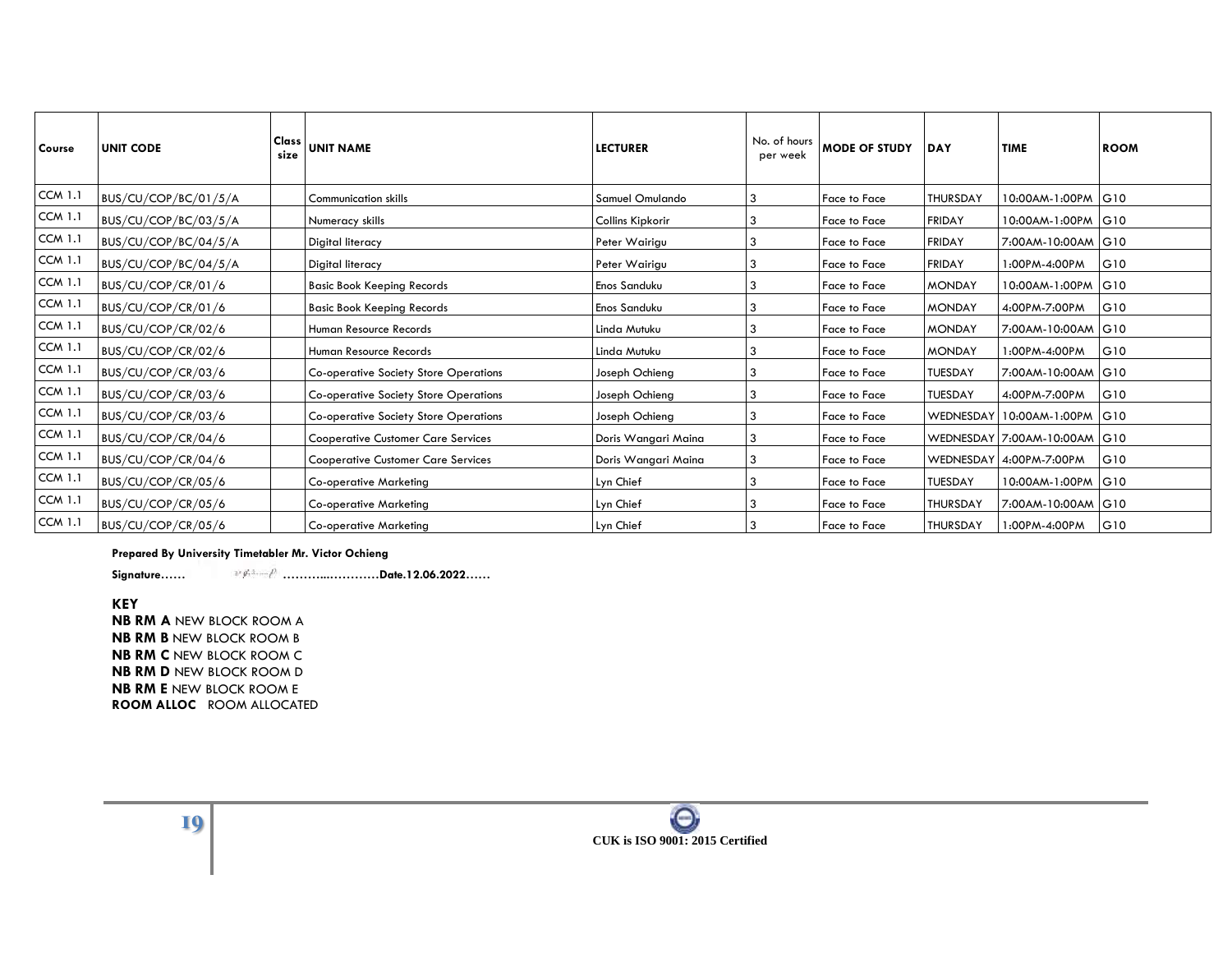| Course | UNIT CODE | Class size | UNIT NAME | LECTURER | No. of hours per week | MODE OF STUDY | DAY | TIME | ROOM |
|---|---|---|---|---|---|---|---|---|---|
| CCM 1.1 | BUS/CU/COP/BC/01/5/A | | Communication skills | Samuel Omulando | 3 | Face to Face | THURSDAY | 10:00AM-1:00PM | G10 |
| CCM 1.1 | BUS/CU/COP/BC/03/5/A | | Numeracy skills | Collins Kipkorir | 3 | Face to Face | FRIDAY | 10:00AM-1:00PM | G10 |
| CCM 1.1 | BUS/CU/COP/BC/04/5/A | | Digital literacy | Peter Wairigu | 3 | Face to Face | FRIDAY | 7:00AM-10:00AM | G10 |
| CCM 1.1 | BUS/CU/COP/BC/04/5/A | | Digital literacy | Peter Wairigu | 3 | Face to Face | FRIDAY | 1:00PM-4:00PM | G10 |
| CCM 1.1 | BUS/CU/COP/CR/01/6 | | Basic Book Keeping Records | Enos Sanduku | 3 | Face to Face | MONDAY | 10:00AM-1:00PM | G10 |
| CCM 1.1 | BUS/CU/COP/CR/01/6 | | Basic Book Keeping Records | Enos Sanduku | 3 | Face to Face | MONDAY | 4:00PM-7:00PM | G10 |
| CCM 1.1 | BUS/CU/COP/CR/02/6 | | Human Resource Records | Linda Mutuku | 3 | Face to Face | MONDAY | 7:00AM-10:00AM | G10 |
| CCM 1.1 | BUS/CU/COP/CR/02/6 | | Human Resource Records | Linda Mutuku | 3 | Face to Face | MONDAY | 1:00PM-4:00PM | G10 |
| CCM 1.1 | BUS/CU/COP/CR/03/6 | | Co-operative Society Store Operations | Joseph Ochieng | 3 | Face to Face | TUESDAY | 7:00AM-10:00AM | G10 |
| CCM 1.1 | BUS/CU/COP/CR/03/6 | | Co-operative Society Store Operations | Joseph Ochieng | 3 | Face to Face | TUESDAY | 4:00PM-7:00PM | G10 |
| CCM 1.1 | BUS/CU/COP/CR/03/6 | | Co-operative Society Store Operations | Joseph Ochieng | 3 | Face to Face | WEDNESDAY | 10:00AM-1:00PM | G10 |
| CCM 1.1 | BUS/CU/COP/CR/04/6 | | Cooperative Customer Care Services | Doris Wangari Maina | 3 | Face to Face | WEDNESDAY | 7:00AM-10:00AM | G10 |
| CCM 1.1 | BUS/CU/COP/CR/04/6 | | Cooperative Customer Care Services | Doris Wangari Maina | 3 | Face to Face | WEDNESDAY | 4:00PM-7:00PM | G10 |
| CCM 1.1 | BUS/CU/COP/CR/05/6 | | Co-operative Marketing | Lyn Chief | 3 | Face to Face | TUESDAY | 10:00AM-1:00PM | G10 |
| CCM 1.1 | BUS/CU/COP/CR/05/6 | | Co-operative Marketing | Lyn Chief | 3 | Face to Face | THURSDAY | 7:00AM-10:00AM | G10 |
| CCM 1.1 | BUS/CU/COP/CR/05/6 | | Co-operative Marketing | Lyn Chief | 3 | Face to Face | THURSDAY | 1:00PM-4:00PM | G10 |

**Prepared By University Timetabler Mr. Victor Ochieng**

**Signature…… ………..…………Date.12.06.2022……**

**KEY**

**NB RM A** NEW BLOCK ROOM A
**NB RM B** NEW BLOCK ROOM B
**NB RM C** NEW BLOCK ROOM C
**NB RM D** NEW BLOCK ROOM D
**NB RM E** NEW BLOCK ROOM E
**ROOM ALLOC** ROOM ALLOCATED